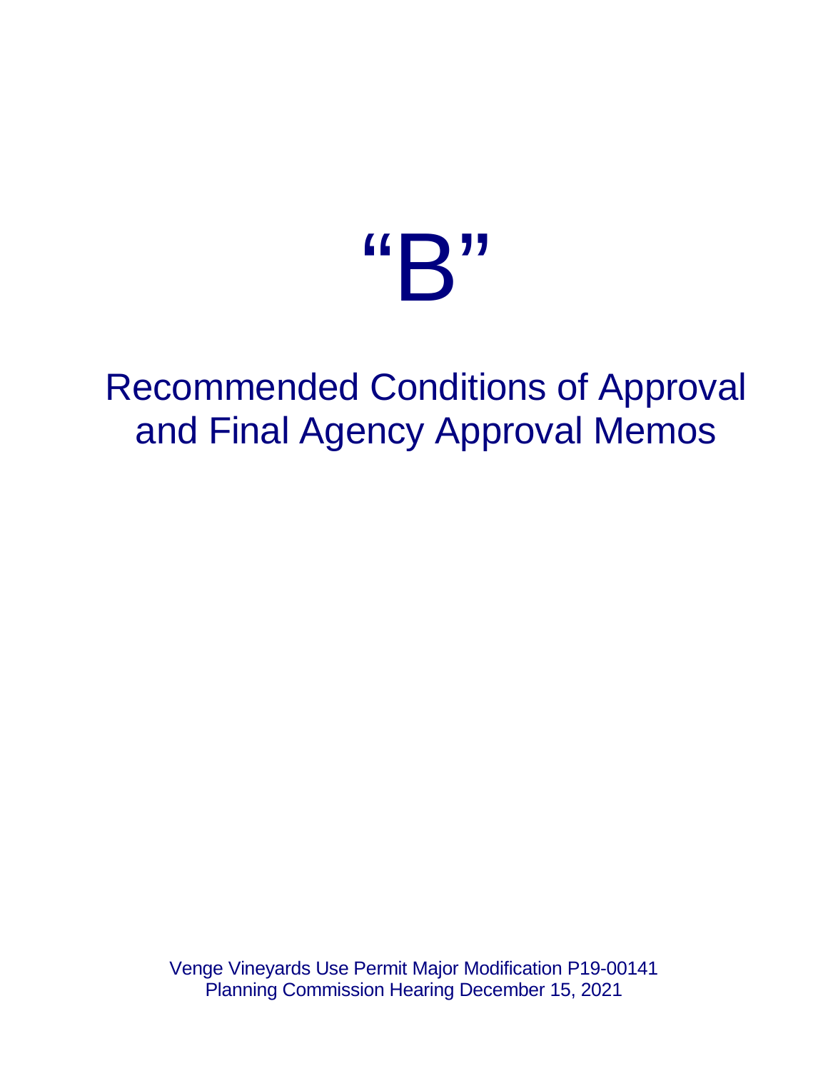# "B"

## Recommended Conditions of Approval and Final Agency Approval Memos

Venge Vineyards Use Permit Major Modification P19-00141
Planning Commission Hearing December 15, 2021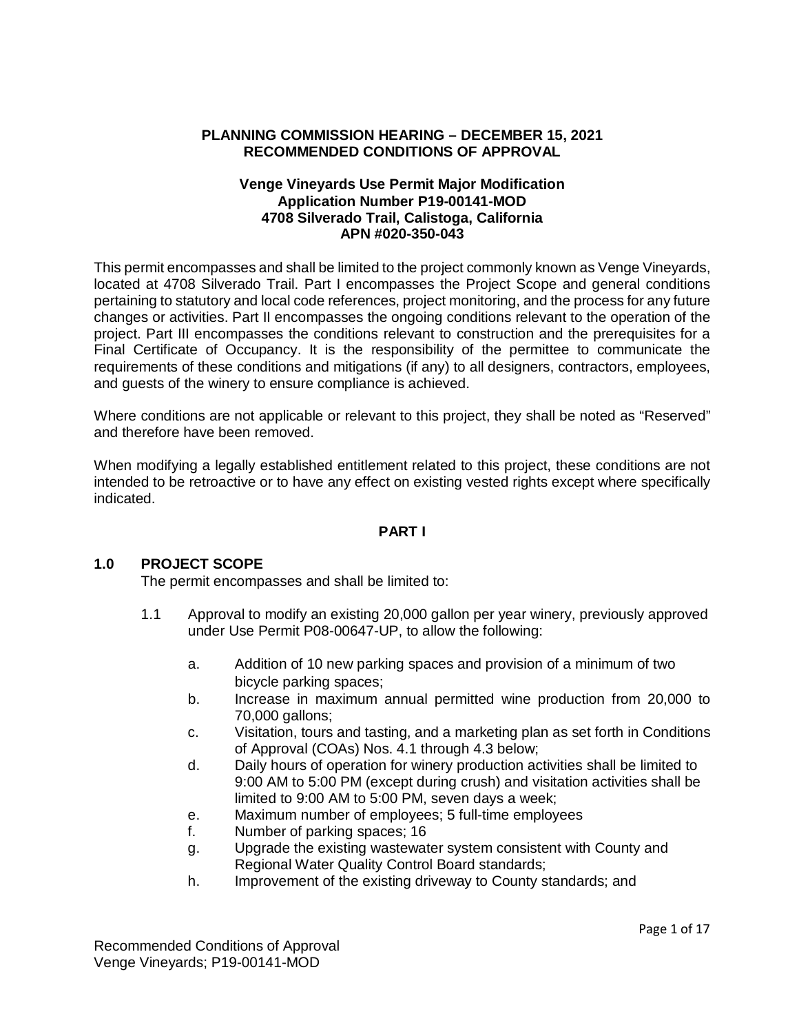**PLANNING COMMISSION HEARING – DECEMBER 15, 2021**
**RECOMMENDED CONDITIONS OF APPROVAL**

**Venge Vineyards Use Permit Major Modification**
**Application Number P19-00141-MOD**
**4708 Silverado Trail, Calistoga, California**
**APN #020-350-043**

This permit encompasses and shall be limited to the project commonly known as Venge Vineyards, located at 4708 Silverado Trail. Part I encompasses the Project Scope and general conditions pertaining to statutory and local code references, project monitoring, and the process for any future changes or activities. Part II encompasses the ongoing conditions relevant to the operation of the project. Part III encompasses the conditions relevant to construction and the prerequisites for a Final Certificate of Occupancy. It is the responsibility of the permittee to communicate the requirements of these conditions and mitigations (if any) to all designers, contractors, employees, and guests of the winery to ensure compliance is achieved.

Where conditions are not applicable or relevant to this project, they shall be noted as "Reserved" and therefore have been removed.

When modifying a legally established entitlement related to this project, these conditions are not intended to be retroactive or to have any effect on existing vested rights except where specifically indicated.

## PART I

### 1.0 PROJECT SCOPE

The permit encompasses and shall be limited to:

1.1 Approval to modify an existing 20,000 gallon per year winery, previously approved under Use Permit P08-00647-UP, to allow the following:

a. Addition of 10 new parking spaces and provision of a minimum of two bicycle parking spaces;
b. Increase in maximum annual permitted wine production from 20,000 to 70,000 gallons;
c. Visitation, tours and tasting, and a marketing plan as set forth in Conditions of Approval (COAs) Nos. 4.1 through 4.3 below;
d. Daily hours of operation for winery production activities shall be limited to 9:00 AM to 5:00 PM (except during crush) and visitation activities shall be limited to 9:00 AM to 5:00 PM, seven days a week;
e. Maximum number of employees; 5 full-time employees
f. Number of parking spaces; 16
g. Upgrade the existing wastewater system consistent with County and Regional Water Quality Control Board standards;
h. Improvement of the existing driveway to County standards; and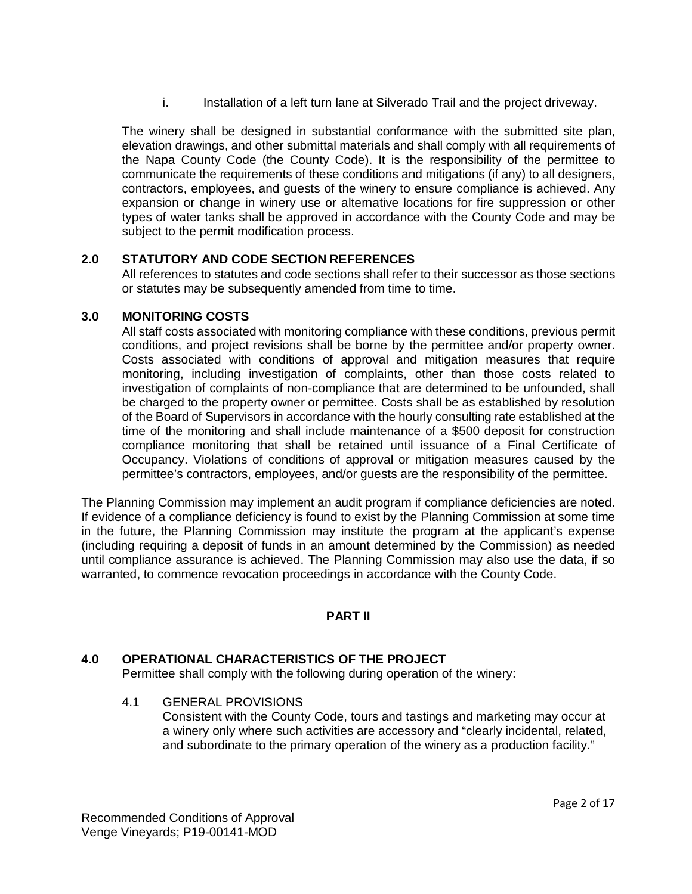i. Installation of a left turn lane at Silverado Trail and the project driveway.

The winery shall be designed in substantial conformance with the submitted site plan, elevation drawings, and other submittal materials and shall comply with all requirements of the Napa County Code (the County Code). It is the responsibility of the permittee to communicate the requirements of these conditions and mitigations (if any) to all designers, contractors, employees, and guests of the winery to ensure compliance is achieved. Any expansion or change in winery use or alternative locations for fire suppression or other types of water tanks shall be approved in accordance with the County Code and may be subject to the permit modification process.

## 2.0 STATUTORY AND CODE SECTION REFERENCES

All references to statutes and code sections shall refer to their successor as those sections or statutes may be subsequently amended from time to time.

## 3.0 MONITORING COSTS

All staff costs associated with monitoring compliance with these conditions, previous permit conditions, and project revisions shall be borne by the permittee and/or property owner. Costs associated with conditions of approval and mitigation measures that require monitoring, including investigation of complaints, other than those costs related to investigation of complaints of non-compliance that are determined to be unfounded, shall be charged to the property owner or permittee. Costs shall be as established by resolution of the Board of Supervisors in accordance with the hourly consulting rate established at the time of the monitoring and shall include maintenance of a $500 deposit for construction compliance monitoring that shall be retained until issuance of a Final Certificate of Occupancy. Violations of conditions of approval or mitigation measures caused by the permittee's contractors, employees, and/or guests are the responsibility of the permittee.

The Planning Commission may implement an audit program if compliance deficiencies are noted. If evidence of a compliance deficiency is found to exist by the Planning Commission at some time in the future, the Planning Commission may institute the program at the applicant's expense (including requiring a deposit of funds in an amount determined by the Commission) as needed until compliance assurance is achieved. The Planning Commission may also use the data, if so warranted, to commence revocation proceedings in accordance with the County Code.

# PART II

## 4.0 OPERATIONAL CHARACTERISTICS OF THE PROJECT

Permittee shall comply with the following during operation of the winery:

### 4.1 GENERAL PROVISIONS

Consistent with the County Code, tours and tastings and marketing may occur at a winery only where such activities are accessory and "clearly incidental, related, and subordinate to the primary operation of the winery as a production facility."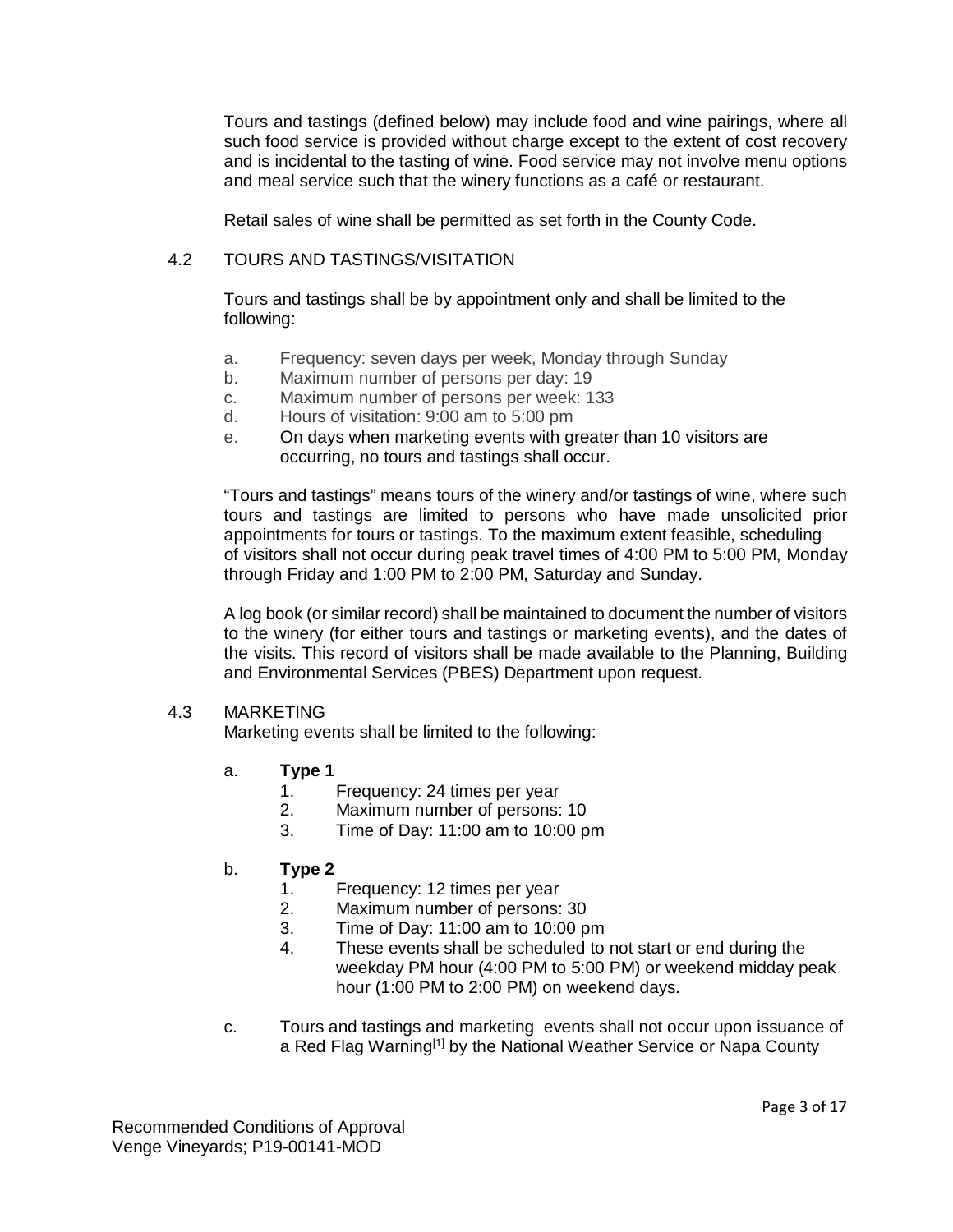Tours and tastings (defined below) may include food and wine pairings, where all such food service is provided without charge except to the extent of cost recovery and is incidental to the tasting of wine. Food service may not involve menu options and meal service such that the winery functions as a café or restaurant.

Retail sales of wine shall be permitted as set forth in the County Code.

## 4.2 TOURS AND TASTINGS/VISITATION

Tours and tastings shall be by appointment only and shall be limited to the following:

a. Frequency: seven days per week, Monday through Sunday
b. Maximum number of persons per day: 19
c. Maximum number of persons per week: 133
d. Hours of visitation: 9:00 am to 5:00 pm
e. On days when marketing events with greater than 10 visitors are occurring, no tours and tastings shall occur.

"Tours and tastings" means tours of the winery and/or tastings of wine, where such tours and tastings are limited to persons who have made unsolicited prior appointments for tours or tastings. To the maximum extent feasible, scheduling of visitors shall not occur during peak travel times of 4:00 PM to 5:00 PM, Monday through Friday and 1:00 PM to 2:00 PM, Saturday and Sunday.

A log book (or similar record) shall be maintained to document the number of visitors to the winery (for either tours and tastings or marketing events), and the dates of the visits. This record of visitors shall be made available to the Planning, Building and Environmental Services (PBES) Department upon request.

## 4.3 MARKETING

Marketing events shall be limited to the following:

a. **Type 1**
   1. Frequency: 24 times per year
   2. Maximum number of persons: 10
   3. Time of Day: 11:00 am to 10:00 pm

b. **Type 2**
   1. Frequency: 12 times per year
   2. Maximum number of persons: 30
   3. Time of Day: 11:00 am to 10:00 pm
   4. These events shall be scheduled to not start or end during the weekday PM hour (4:00 PM to 5:00 PM) or weekend midday peak hour (1:00 PM to 2:00 PM) on weekend days**.**

c. Tours and tastings and marketing events shall not occur upon issuance of a Red Flag Warning[1] by the National Weather Service or Napa County

Recommended Conditions of Approval
Venge Vineyards; P19-00141-MOD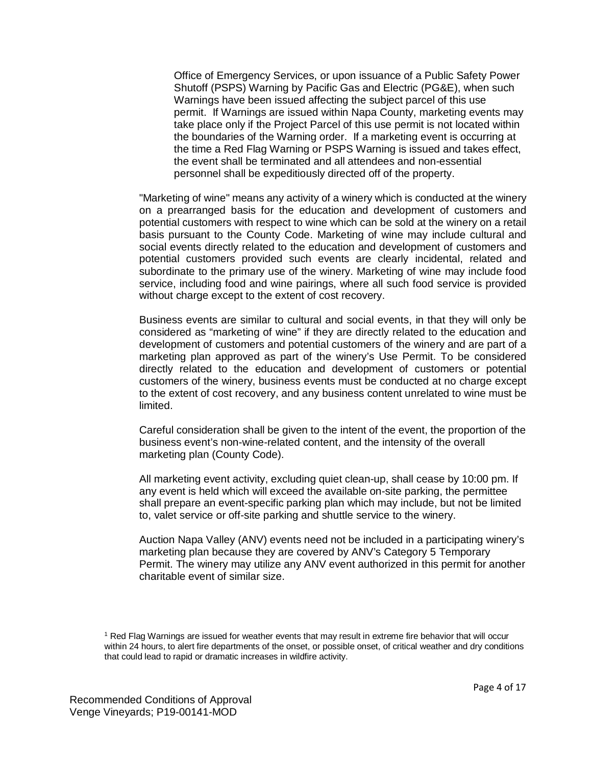Office of Emergency Services, or upon issuance of a Public Safety Power Shutoff (PSPS) Warning by Pacific Gas and Electric (PG&E), when such Warnings have been issued affecting the subject parcel of this use permit. If Warnings are issued within Napa County, marketing events may take place only if the Project Parcel of this use permit is not located within the boundaries of the Warning order. If a marketing event is occurring at the time a Red Flag Warning or PSPS Warning is issued and takes effect, the event shall be terminated and all attendees and non-essential personnel shall be expeditiously directed off of the property.

"Marketing of wine" means any activity of a winery which is conducted at the winery on a prearranged basis for the education and development of customers and potential customers with respect to wine which can be sold at the winery on a retail basis pursuant to the County Code. Marketing of wine may include cultural and social events directly related to the education and development of customers and potential customers provided such events are clearly incidental, related and subordinate to the primary use of the winery. Marketing of wine may include food service, including food and wine pairings, where all such food service is provided without charge except to the extent of cost recovery.

Business events are similar to cultural and social events, in that they will only be considered as "marketing of wine" if they are directly related to the education and development of customers and potential customers of the winery and are part of a marketing plan approved as part of the winery's Use Permit. To be considered directly related to the education and development of customers or potential customers of the winery, business events must be conducted at no charge except to the extent of cost recovery, and any business content unrelated to wine must be limited.

Careful consideration shall be given to the intent of the event, the proportion of the business event's non-wine-related content, and the intensity of the overall marketing plan (County Code).

All marketing event activity, excluding quiet clean-up, shall cease by 10:00 pm. If any event is held which will exceed the available on-site parking, the permittee shall prepare an event-specific parking plan which may include, but not be limited to, valet service or off-site parking and shuttle service to the winery.

Auction Napa Valley (ANV) events need not be included in a participating winery's marketing plan because they are covered by ANV's Category 5 Temporary Permit. The winery may utilize any ANV event authorized in this permit for another charitable event of similar size.

[1] Red Flag Warnings are issued for weather events that may result in extreme fire behavior that will occur within 24 hours, to alert fire departments of the onset, or possible onset, of critical weather and dry conditions that could lead to rapid or dramatic increases in wildfire activity.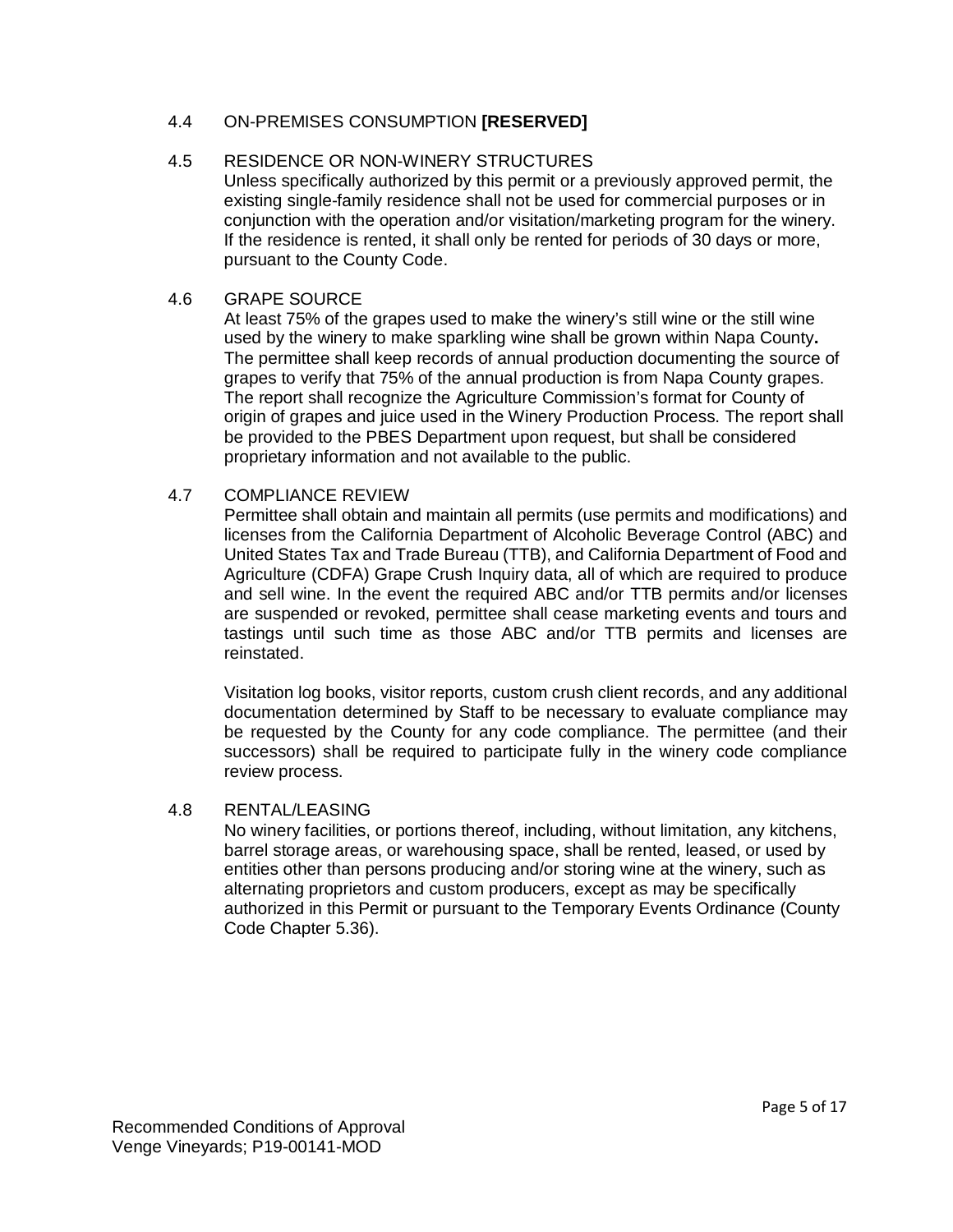### 4.4 ON-PREMISES CONSUMPTION **[RESERVED]**

### 4.5 RESIDENCE OR NON-WINERY STRUCTURES

Unless specifically authorized by this permit or a previously approved permit, the existing single-family residence shall not be used for commercial purposes or in conjunction with the operation and/or visitation/marketing program for the winery. If the residence is rented, it shall only be rented for periods of 30 days or more, pursuant to the County Code.

### 4.6 GRAPE SOURCE

At least 75% of the grapes used to make the winery's still wine or the still wine used by the winery to make sparkling wine shall be grown within Napa County**.** The permittee shall keep records of annual production documenting the source of grapes to verify that 75% of the annual production is from Napa County grapes. The report shall recognize the Agriculture Commission's format for County of origin of grapes and juice used in the Winery Production Process. The report shall be provided to the PBES Department upon request, but shall be considered proprietary information and not available to the public.

### 4.7 COMPLIANCE REVIEW

Permittee shall obtain and maintain all permits (use permits and modifications) and licenses from the California Department of Alcoholic Beverage Control (ABC) and United States Tax and Trade Bureau (TTB), and California Department of Food and Agriculture (CDFA) Grape Crush Inquiry data, all of which are required to produce and sell wine. In the event the required ABC and/or TTB permits and/or licenses are suspended or revoked, permittee shall cease marketing events and tours and tastings until such time as those ABC and/or TTB permits and licenses are reinstated.

Visitation log books, visitor reports, custom crush client records, and any additional documentation determined by Staff to be necessary to evaluate compliance may be requested by the County for any code compliance. The permittee (and their successors) shall be required to participate fully in the winery code compliance review process.

### 4.8 RENTAL/LEASING

No winery facilities, or portions thereof, including, without limitation, any kitchens, barrel storage areas, or warehousing space, shall be rented, leased, or used by entities other than persons producing and/or storing wine at the winery, such as alternating proprietors and custom producers, except as may be specifically authorized in this Permit or pursuant to the Temporary Events Ordinance (County Code Chapter 5.36).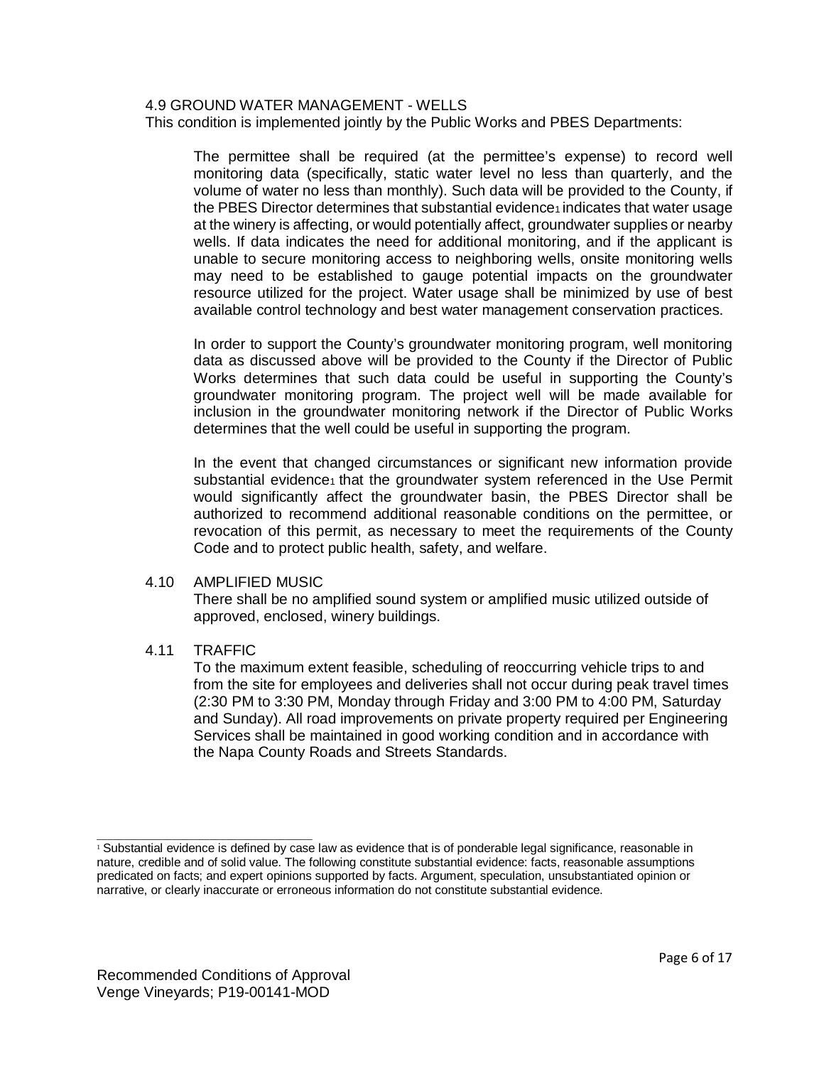### 4.9 GROUND WATER MANAGEMENT - WELLS

This condition is implemented jointly by the Public Works and PBES Departments:

The permittee shall be required (at the permittee's expense) to record well monitoring data (specifically, static water level no less than quarterly, and the volume of water no less than monthly). Such data will be provided to the County, if the PBES Director determines that substantial evidence[1] indicates that water usage at the winery is affecting, or would potentially affect, groundwater supplies or nearby wells. If data indicates the need for additional monitoring, and if the applicant is unable to secure monitoring access to neighboring wells, onsite monitoring wells may need to be established to gauge potential impacts on the groundwater resource utilized for the project. Water usage shall be minimized by use of best available control technology and best water management conservation practices.

In order to support the County's groundwater monitoring program, well monitoring data as discussed above will be provided to the County if the Director of Public Works determines that such data could be useful in supporting the County's groundwater monitoring program. The project well will be made available for inclusion in the groundwater monitoring network if the Director of Public Works determines that the well could be useful in supporting the program.

In the event that changed circumstances or significant new information provide substantial evidence[1] that the groundwater system referenced in the Use Permit would significantly affect the groundwater basin, the PBES Director shall be authorized to recommend additional reasonable conditions on the permittee, or revocation of this permit, as necessary to meet the requirements of the County Code and to protect public health, safety, and welfare.

### 4.10 AMPLIFIED MUSIC

There shall be no amplified sound system or amplified music utilized outside of approved, enclosed, winery buildings.

### 4.11 TRAFFIC

To the maximum extent feasible, scheduling of reoccurring vehicle trips to and from the site for employees and deliveries shall not occur during peak travel times (2:30 PM to 3:30 PM, Monday through Friday and 3:00 PM to 4:00 PM, Saturday and Sunday). All road improvements on private property required per Engineering Services shall be maintained in good working condition and in accordance with the Napa County Roads and Streets Standards.

---

[1] Substantial evidence is defined by case law as evidence that is of ponderable legal significance, reasonable in nature, credible and of solid value. The following constitute substantial evidence: facts, reasonable assumptions predicated on facts; and expert opinions supported by facts. Argument, speculation, unsubstantiated opinion or narrative, or clearly inaccurate or erroneous information do not constitute substantial evidence.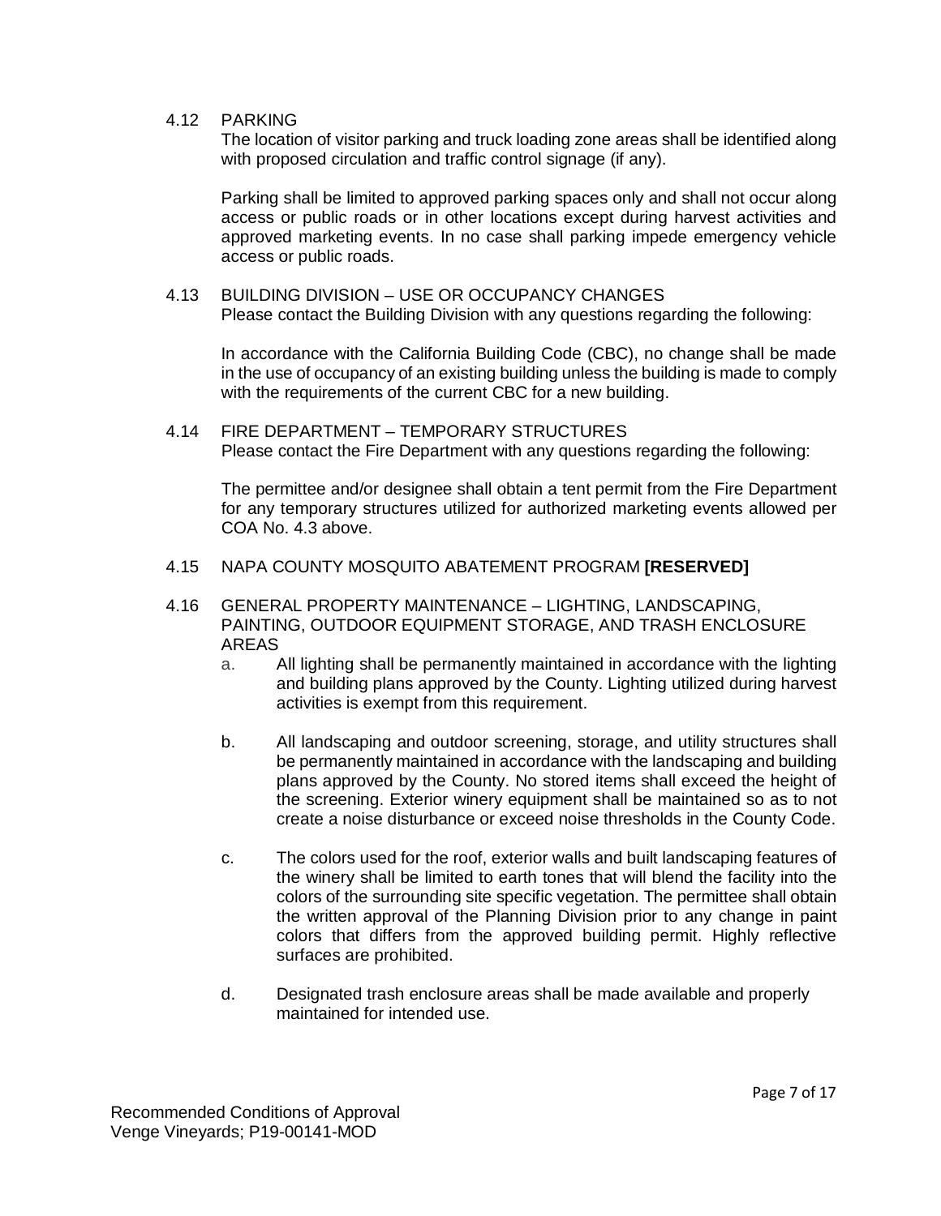### 4.12 PARKING

The location of visitor parking and truck loading zone areas shall be identified along with proposed circulation and traffic control signage (if any).

Parking shall be limited to approved parking spaces only and shall not occur along access or public roads or in other locations except during harvest activities and approved marketing events. In no case shall parking impede emergency vehicle access or public roads.

### 4.13 BUILDING DIVISION – USE OR OCCUPANCY CHANGES

Please contact the Building Division with any questions regarding the following:

In accordance with the California Building Code (CBC), no change shall be made in the use of occupancy of an existing building unless the building is made to comply with the requirements of the current CBC for a new building.

### 4.14 FIRE DEPARTMENT – TEMPORARY STRUCTURES

Please contact the Fire Department with any questions regarding the following:

The permittee and/or designee shall obtain a tent permit from the Fire Department for any temporary structures utilized for authorized marketing events allowed per COA No. 4.3 above.

### 4.15 NAPA COUNTY MOSQUITO ABATEMENT PROGRAM **[RESERVED]**

### 4.16 GENERAL PROPERTY MAINTENANCE – LIGHTING, LANDSCAPING, PAINTING, OUTDOOR EQUIPMENT STORAGE, AND TRASH ENCLOSURE AREAS

a. All lighting shall be permanently maintained in accordance with the lighting and building plans approved by the County. Lighting utilized during harvest activities is exempt from this requirement.

b. All landscaping and outdoor screening, storage, and utility structures shall be permanently maintained in accordance with the landscaping and building plans approved by the County. No stored items shall exceed the height of the screening. Exterior winery equipment shall be maintained so as to not create a noise disturbance or exceed noise thresholds in the County Code.

c. The colors used for the roof, exterior walls and built landscaping features of the winery shall be limited to earth tones that will blend the facility into the colors of the surrounding site specific vegetation. The permittee shall obtain the written approval of the Planning Division prior to any change in paint colors that differs from the approved building permit. Highly reflective surfaces are prohibited.

d. Designated trash enclosure areas shall be made available and properly maintained for intended use.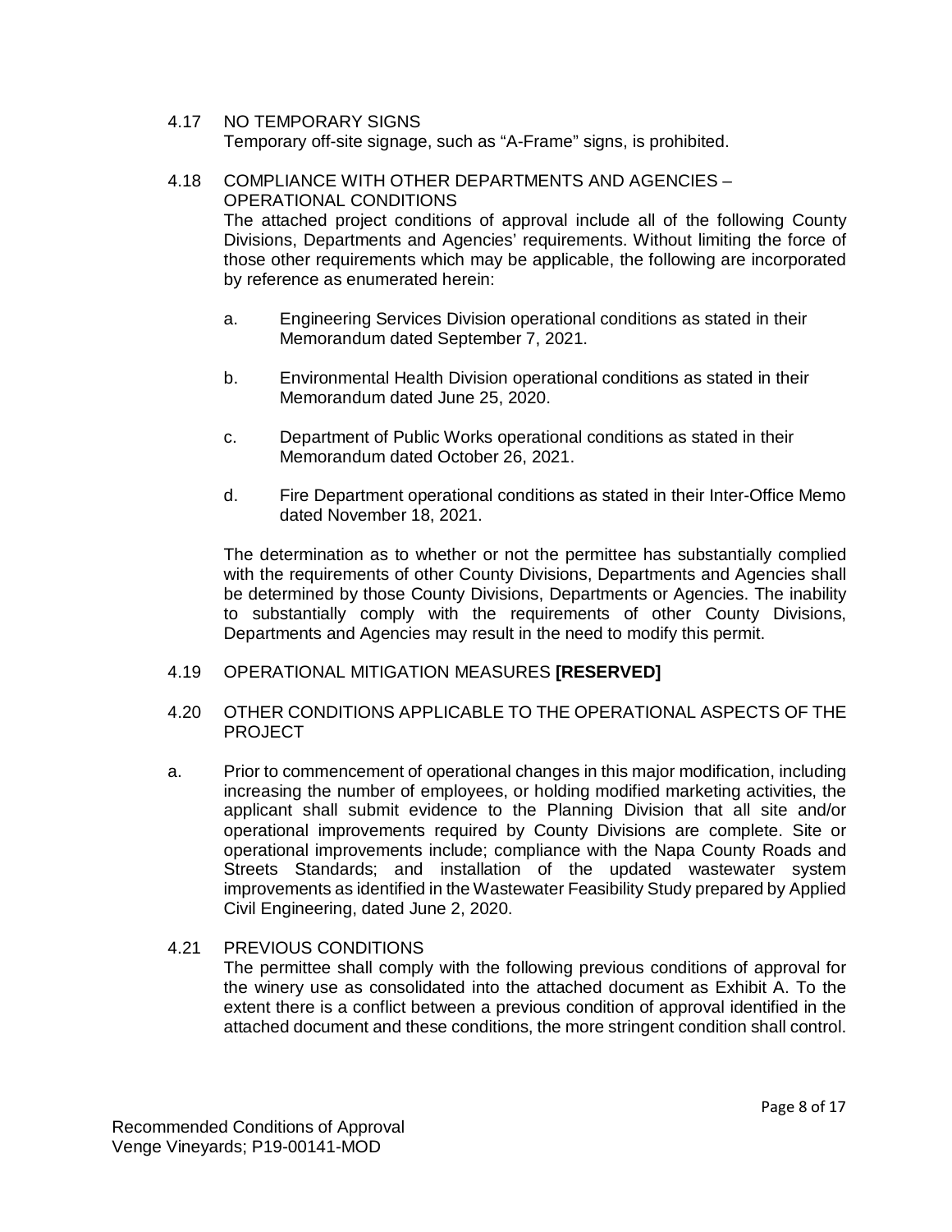4.17 NO TEMPORARY SIGNS

Temporary off-site signage, such as "A-Frame" signs, is prohibited.

4.18 COMPLIANCE WITH OTHER DEPARTMENTS AND AGENCIES – OPERATIONAL CONDITIONS

The attached project conditions of approval include all of the following County Divisions, Departments and Agencies' requirements. Without limiting the force of those other requirements which may be applicable, the following are incorporated by reference as enumerated herein:

a. Engineering Services Division operational conditions as stated in their Memorandum dated September 7, 2021.

b. Environmental Health Division operational conditions as stated in their Memorandum dated June 25, 2020.

c. Department of Public Works operational conditions as stated in their Memorandum dated October 26, 2021.

d. Fire Department operational conditions as stated in their Inter-Office Memo dated November 18, 2021.

The determination as to whether or not the permittee has substantially complied with the requirements of other County Divisions, Departments and Agencies shall be determined by those County Divisions, Departments or Agencies. The inability to substantially comply with the requirements of other County Divisions, Departments and Agencies may result in the need to modify this permit.

4.19 OPERATIONAL MITIGATION MEASURES **[RESERVED]**

4.20 OTHER CONDITIONS APPLICABLE TO THE OPERATIONAL ASPECTS OF THE PROJECT

a. Prior to commencement of operational changes in this major modification, including increasing the number of employees, or holding modified marketing activities, the applicant shall submit evidence to the Planning Division that all site and/or operational improvements required by County Divisions are complete. Site or operational improvements include; compliance with the Napa County Roads and Streets Standards; and installation of the updated wastewater system improvements as identified in the Wastewater Feasibility Study prepared by Applied Civil Engineering, dated June 2, 2020.

4.21 PREVIOUS CONDITIONS

The permittee shall comply with the following previous conditions of approval for the winery use as consolidated into the attached document as Exhibit A. To the extent there is a conflict between a previous condition of approval identified in the attached document and these conditions, the more stringent condition shall control.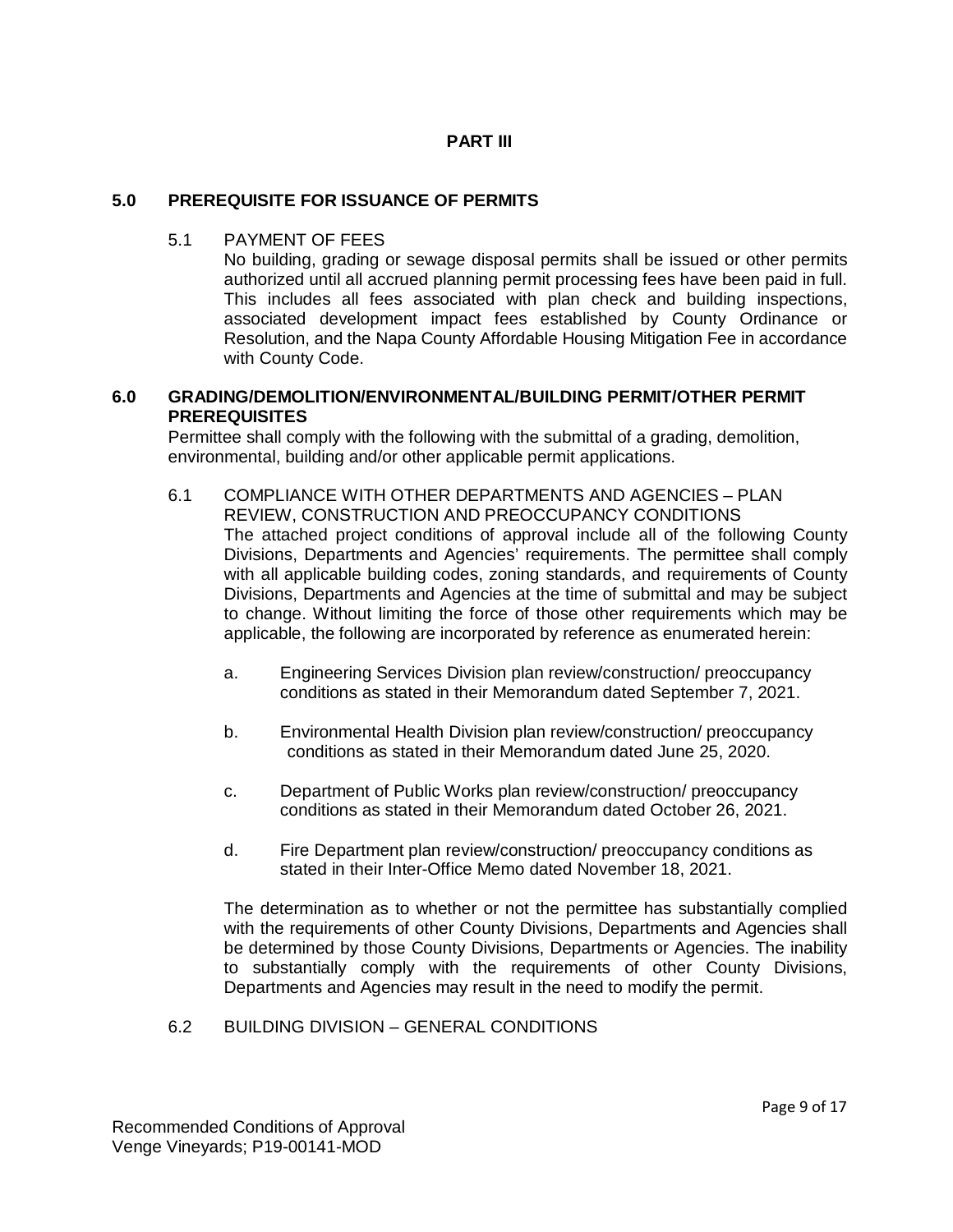## PART III

### 5.0 PREREQUISITE FOR ISSUANCE OF PERMITS

5.1 PAYMENT OF FEES

No building, grading or sewage disposal permits shall be issued or other permits authorized until all accrued planning permit processing fees have been paid in full. This includes all fees associated with plan check and building inspections, associated development impact fees established by County Ordinance or Resolution, and the Napa County Affordable Housing Mitigation Fee in accordance with County Code.

### 6.0 GRADING/DEMOLITION/ENVIRONMENTAL/BUILDING PERMIT/OTHER PERMIT PREREQUISITES

Permittee shall comply with the following with the submittal of a grading, demolition, environmental, building and/or other applicable permit applications.

6.1 COMPLIANCE WITH OTHER DEPARTMENTS AND AGENCIES – PLAN REVIEW, CONSTRUCTION AND PREOCCUPANCY CONDITIONS

The attached project conditions of approval include all of the following County Divisions, Departments and Agencies' requirements. The permittee shall comply with all applicable building codes, zoning standards, and requirements of County Divisions, Departments and Agencies at the time of submittal and may be subject to change. Without limiting the force of those other requirements which may be applicable, the following are incorporated by reference as enumerated herein:

a. Engineering Services Division plan review/construction/ preoccupancy conditions as stated in their Memorandum dated September 7, 2021.

b. Environmental Health Division plan review/construction/ preoccupancy conditions as stated in their Memorandum dated June 25, 2020.

c. Department of Public Works plan review/construction/ preoccupancy conditions as stated in their Memorandum dated October 26, 2021.

d. Fire Department plan review/construction/ preoccupancy conditions as stated in their Inter-Office Memo dated November 18, 2021.

The determination as to whether or not the permittee has substantially complied with the requirements of other County Divisions, Departments and Agencies shall be determined by those County Divisions, Departments or Agencies. The inability to substantially comply with the requirements of other County Divisions, Departments and Agencies may result in the need to modify the permit.

6.2 BUILDING DIVISION – GENERAL CONDITIONS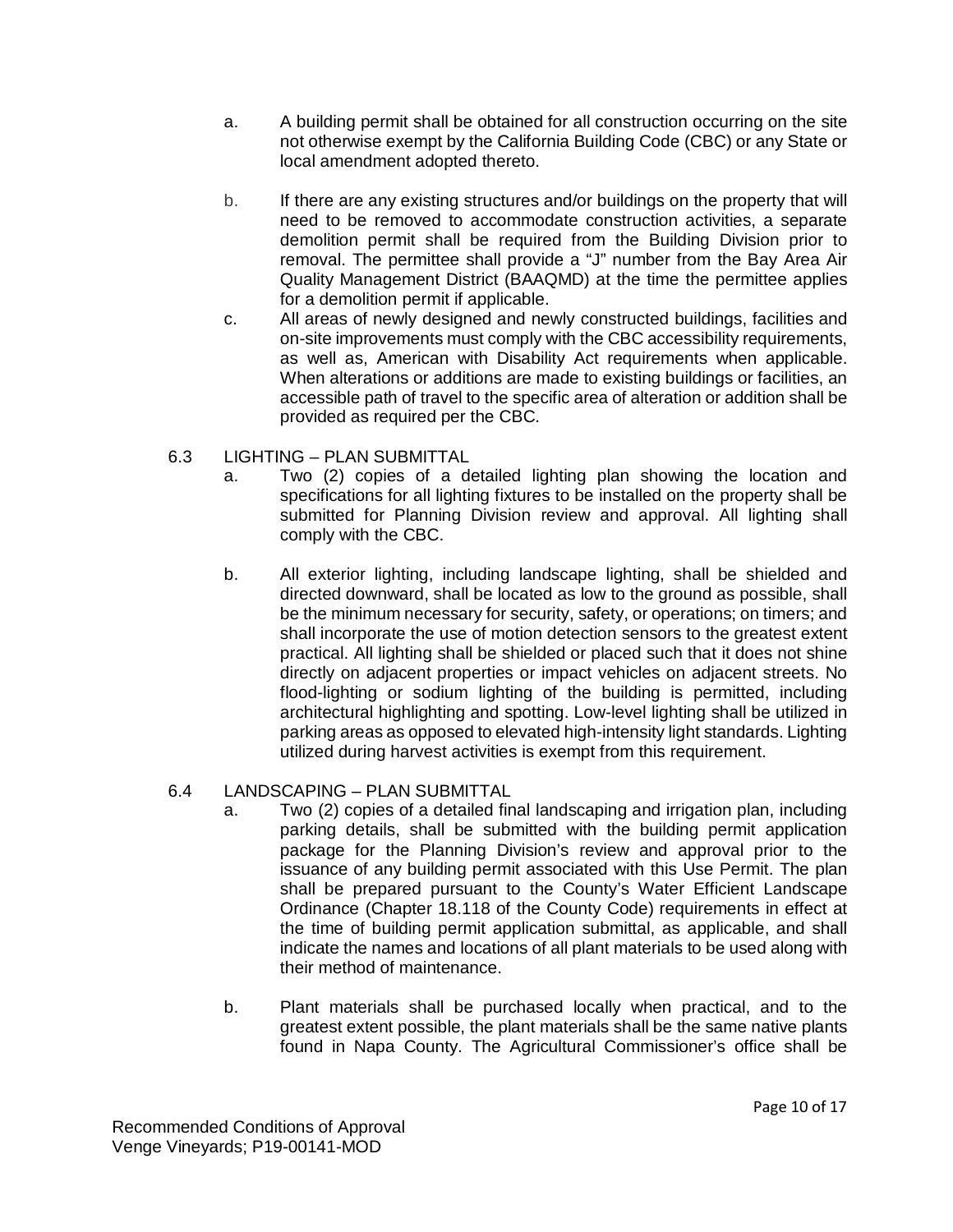a. A building permit shall be obtained for all construction occurring on the site not otherwise exempt by the California Building Code (CBC) or any State or local amendment adopted thereto.

b. If there are any existing structures and/or buildings on the property that will need to be removed to accommodate construction activities, a separate demolition permit shall be required from the Building Division prior to removal. The permittee shall provide a "J" number from the Bay Area Air Quality Management District (BAAQMD) at the time the permittee applies for a demolition permit if applicable.

c. All areas of newly designed and newly constructed buildings, facilities and on-site improvements must comply with the CBC accessibility requirements, as well as, American with Disability Act requirements when applicable. When alterations or additions are made to existing buildings or facilities, an accessible path of travel to the specific area of alteration or addition shall be provided as required per the CBC.

6.3 LIGHTING – PLAN SUBMITTAL

a. Two (2) copies of a detailed lighting plan showing the location and specifications for all lighting fixtures to be installed on the property shall be submitted for Planning Division review and approval. All lighting shall comply with the CBC.

b. All exterior lighting, including landscape lighting, shall be shielded and directed downward, shall be located as low to the ground as possible, shall be the minimum necessary for security, safety, or operations; on timers; and shall incorporate the use of motion detection sensors to the greatest extent practical. All lighting shall be shielded or placed such that it does not shine directly on adjacent properties or impact vehicles on adjacent streets. No flood-lighting or sodium lighting of the building is permitted, including architectural highlighting and spotting. Low-level lighting shall be utilized in parking areas as opposed to elevated high-intensity light standards. Lighting utilized during harvest activities is exempt from this requirement.

6.4 LANDSCAPING – PLAN SUBMITTAL

a. Two (2) copies of a detailed final landscaping and irrigation plan, including parking details, shall be submitted with the building permit application package for the Planning Division's review and approval prior to the issuance of any building permit associated with this Use Permit. The plan shall be prepared pursuant to the County's Water Efficient Landscape Ordinance (Chapter 18.118 of the County Code) requirements in effect at the time of building permit application submittal, as applicable, and shall indicate the names and locations of all plant materials to be used along with their method of maintenance.

b. Plant materials shall be purchased locally when practical, and to the greatest extent possible, the plant materials shall be the same native plants found in Napa County. The Agricultural Commissioner's office shall be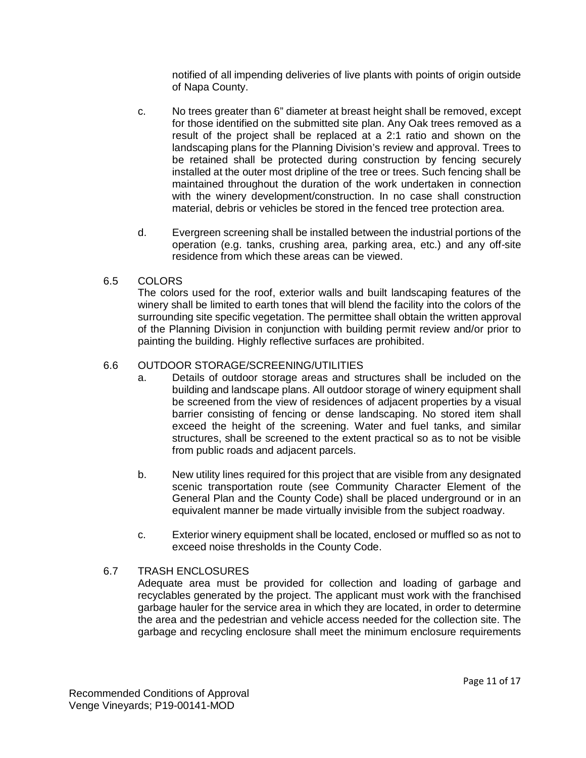notified of all impending deliveries of live plants with points of origin outside of Napa County.

c. No trees greater than 6" diameter at breast height shall be removed, except for those identified on the submitted site plan. Any Oak trees removed as a result of the project shall be replaced at a 2:1 ratio and shown on the landscaping plans for the Planning Division's review and approval. Trees to be retained shall be protected during construction by fencing securely installed at the outer most dripline of the tree or trees. Such fencing shall be maintained throughout the duration of the work undertaken in connection with the winery development/construction. In no case shall construction material, debris or vehicles be stored in the fenced tree protection area.

d. Evergreen screening shall be installed between the industrial portions of the operation (e.g. tanks, crushing area, parking area, etc.) and any off-site residence from which these areas can be viewed.

6.5 COLORS

The colors used for the roof, exterior walls and built landscaping features of the winery shall be limited to earth tones that will blend the facility into the colors of the surrounding site specific vegetation. The permittee shall obtain the written approval of the Planning Division in conjunction with building permit review and/or prior to painting the building. Highly reflective surfaces are prohibited.

6.6 OUTDOOR STORAGE/SCREENING/UTILITIES

a. Details of outdoor storage areas and structures shall be included on the building and landscape plans. All outdoor storage of winery equipment shall be screened from the view of residences of adjacent properties by a visual barrier consisting of fencing or dense landscaping. No stored item shall exceed the height of the screening. Water and fuel tanks, and similar structures, shall be screened to the extent practical so as to not be visible from public roads and adjacent parcels.

b. New utility lines required for this project that are visible from any designated scenic transportation route (see Community Character Element of the General Plan and the County Code) shall be placed underground or in an equivalent manner be made virtually invisible from the subject roadway.

c. Exterior winery equipment shall be located, enclosed or muffled so as not to exceed noise thresholds in the County Code.

6.7 TRASH ENCLOSURES

Adequate area must be provided for collection and loading of garbage and recyclables generated by the project. The applicant must work with the franchised garbage hauler for the service area in which they are located, in order to determine the area and the pedestrian and vehicle access needed for the collection site. The garbage and recycling enclosure shall meet the minimum enclosure requirements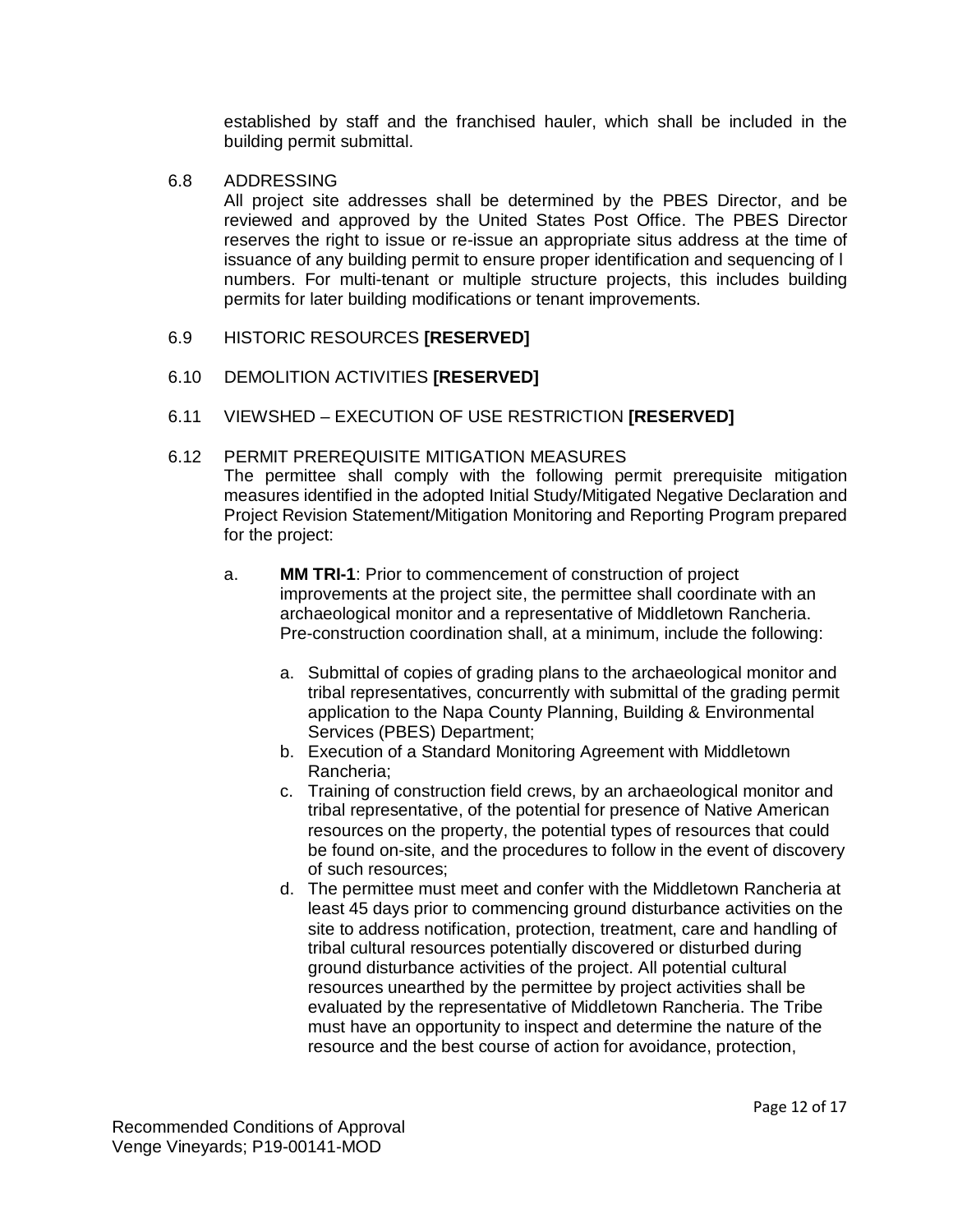established by staff and the franchised hauler, which shall be included in the building permit submittal.

6.8 ADDRESSING

All project site addresses shall be determined by the PBES Director, and be reviewed and approved by the United States Post Office. The PBES Director reserves the right to issue or re-issue an appropriate situs address at the time of issuance of any building permit to ensure proper identification and sequencing of l numbers. For multi-tenant or multiple structure projects, this includes building permits for later building modifications or tenant improvements.

6.9 HISTORIC RESOURCES **[RESERVED]**

6.10 DEMOLITION ACTIVITIES **[RESERVED]**

6.11 VIEWSHED – EXECUTION OF USE RESTRICTION **[RESERVED]**

6.12 PERMIT PREREQUISITE MITIGATION MEASURES

The permittee shall comply with the following permit prerequisite mitigation measures identified in the adopted Initial Study/Mitigated Negative Declaration and Project Revision Statement/Mitigation Monitoring and Reporting Program prepared for the project:

a. **MM TRI-1**: Prior to commencement of construction of project improvements at the project site, the permittee shall coordinate with an archaeological monitor and a representative of Middletown Rancheria. Pre-construction coordination shall, at a minimum, include the following:

   a. Submittal of copies of grading plans to the archaeological monitor and tribal representatives, concurrently with submittal of the grading permit application to the Napa County Planning, Building & Environmental Services (PBES) Department;
   b. Execution of a Standard Monitoring Agreement with Middletown Rancheria;
   c. Training of construction field crews, by an archaeological monitor and tribal representative, of the potential for presence of Native American resources on the property, the potential types of resources that could be found on-site, and the procedures to follow in the event of discovery of such resources;
   d. The permittee must meet and confer with the Middletown Rancheria at least 45 days prior to commencing ground disturbance activities on the site to address notification, protection, treatment, care and handling of tribal cultural resources potentially discovered or disturbed during ground disturbance activities of the project. All potential cultural resources unearthed by the permittee by project activities shall be evaluated by the representative of Middletown Rancheria. The Tribe must have an opportunity to inspect and determine the nature of the resource and the best course of action for avoidance, protection,

Recommended Conditions of Approval
Venge Vineyards; P19-00141-MOD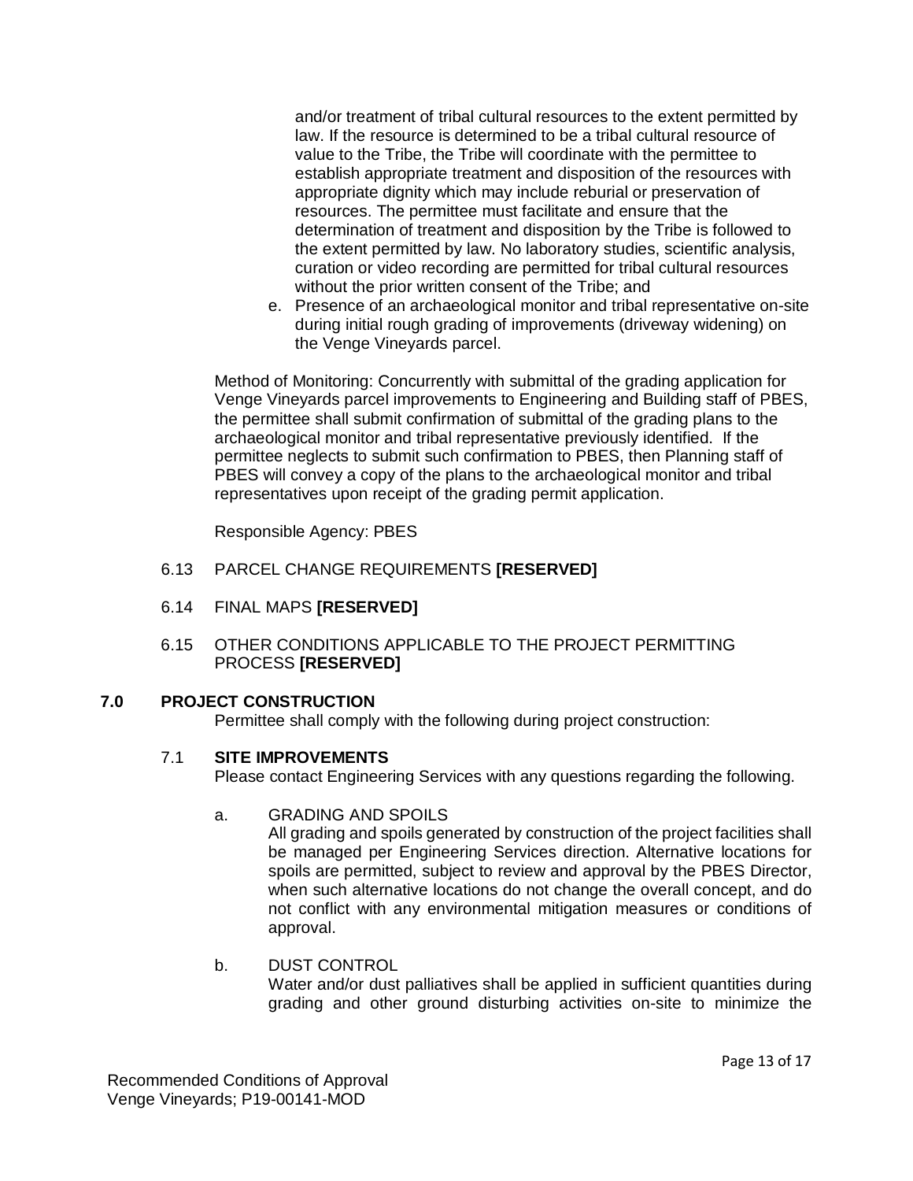and/or treatment of tribal cultural resources to the extent permitted by law. If the resource is determined to be a tribal cultural resource of value to the Tribe, the Tribe will coordinate with the permittee to establish appropriate treatment and disposition of the resources with appropriate dignity which may include reburial or preservation of resources. The permittee must facilitate and ensure that the determination of treatment and disposition by the Tribe is followed to the extent permitted by law. No laboratory studies, scientific analysis, curation or video recording are permitted for tribal cultural resources without the prior written consent of the Tribe; and

e. Presence of an archaeological monitor and tribal representative on-site during initial rough grading of improvements (driveway widening) on the Venge Vineyards parcel.

Method of Monitoring: Concurrently with submittal of the grading application for Venge Vineyards parcel improvements to Engineering and Building staff of PBES, the permittee shall submit confirmation of submittal of the grading plans to the archaeological monitor and tribal representative previously identified. If the permittee neglects to submit such confirmation to PBES, then Planning staff of PBES will convey a copy of the plans to the archaeological monitor and tribal representatives upon receipt of the grading permit application.

Responsible Agency: PBES

6.13 PARCEL CHANGE REQUIREMENTS **[RESERVED]**

6.14 FINAL MAPS **[RESERVED]**

6.15 OTHER CONDITIONS APPLICABLE TO THE PROJECT PERMITTING PROCESS **[RESERVED]**

## 7.0 PROJECT CONSTRUCTION

Permittee shall comply with the following during project construction:

### 7.1 SITE IMPROVEMENTS

Please contact Engineering Services with any questions regarding the following.

a. GRADING AND SPOILS

All grading and spoils generated by construction of the project facilities shall be managed per Engineering Services direction. Alternative locations for spoils are permitted, subject to review and approval by the PBES Director, when such alternative locations do not change the overall concept, and do not conflict with any environmental mitigation measures or conditions of approval.

b. DUST CONTROL

Water and/or dust palliatives shall be applied in sufficient quantities during grading and other ground disturbing activities on-site to minimize the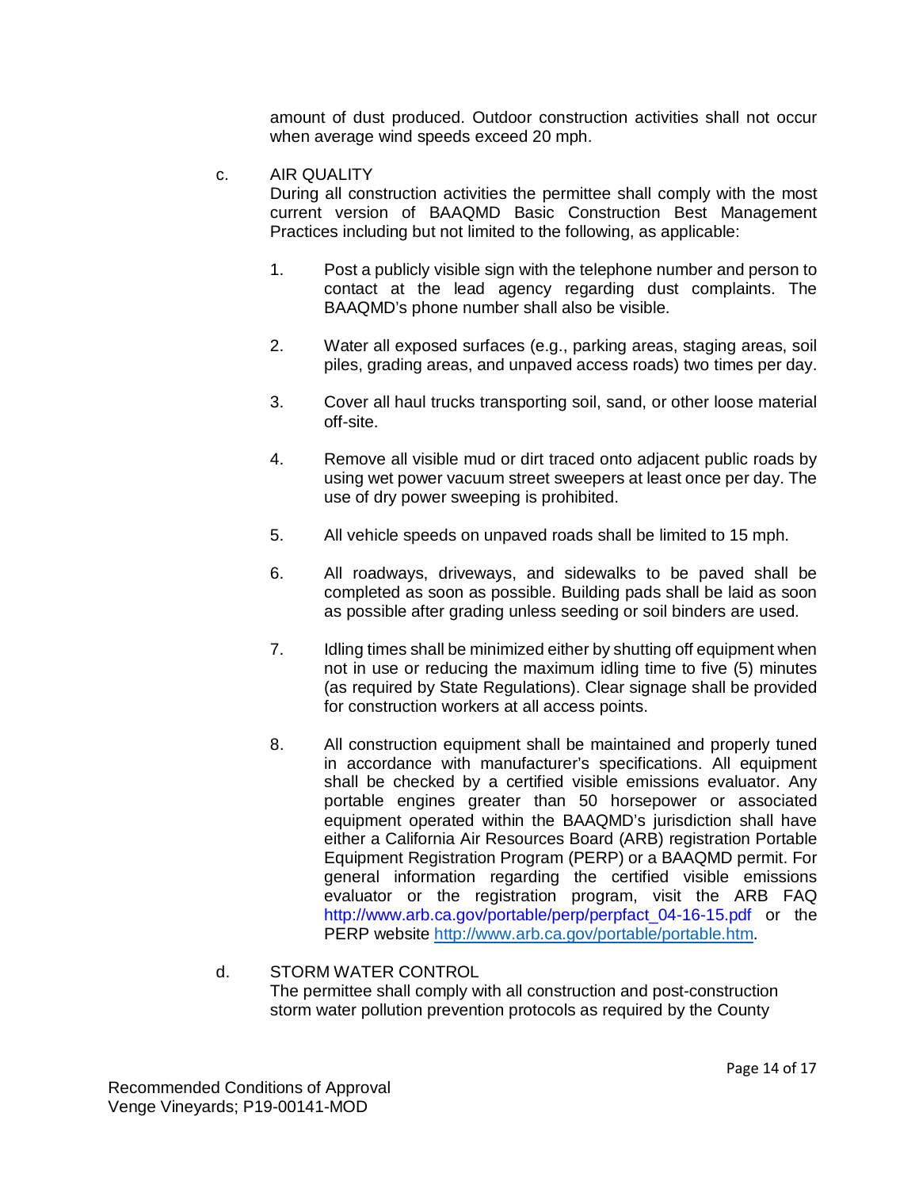amount of dust produced. Outdoor construction activities shall not occur when average wind speeds exceed 20 mph.

c. AIR QUALITY

During all construction activities the permittee shall comply with the most current version of BAAQMD Basic Construction Best Management Practices including but not limited to the following, as applicable:

1. Post a publicly visible sign with the telephone number and person to contact at the lead agency regarding dust complaints. The BAAQMD's phone number shall also be visible.

2. Water all exposed surfaces (e.g., parking areas, staging areas, soil piles, grading areas, and unpaved access roads) two times per day.

3. Cover all haul trucks transporting soil, sand, or other loose material off-site.

4. Remove all visible mud or dirt traced onto adjacent public roads by using wet power vacuum street sweepers at least once per day. The use of dry power sweeping is prohibited.

5. All vehicle speeds on unpaved roads shall be limited to 15 mph.

6. All roadways, driveways, and sidewalks to be paved shall be completed as soon as possible. Building pads shall be laid as soon as possible after grading unless seeding or soil binders are used.

7. Idling times shall be minimized either by shutting off equipment when not in use or reducing the maximum idling time to five (5) minutes (as required by State Regulations). Clear signage shall be provided for construction workers at all access points.

8. All construction equipment shall be maintained and properly tuned in accordance with manufacturer's specifications. All equipment shall be checked by a certified visible emissions evaluator. Any portable engines greater than 50 horsepower or associated equipment operated within the BAAQMD's jurisdiction shall have either a California Air Resources Board (ARB) registration Portable Equipment Registration Program (PERP) or a BAAQMD permit. For general information regarding the certified visible emissions evaluator or the registration program, visit the ARB FAQ http://www.arb.ca.gov/portable/perp/perpfact_04-16-15.pdf or the PERP website http://www.arb.ca.gov/portable/portable.htm.

d. STORM WATER CONTROL

The permittee shall comply with all construction and post-construction storm water pollution prevention protocols as required by the County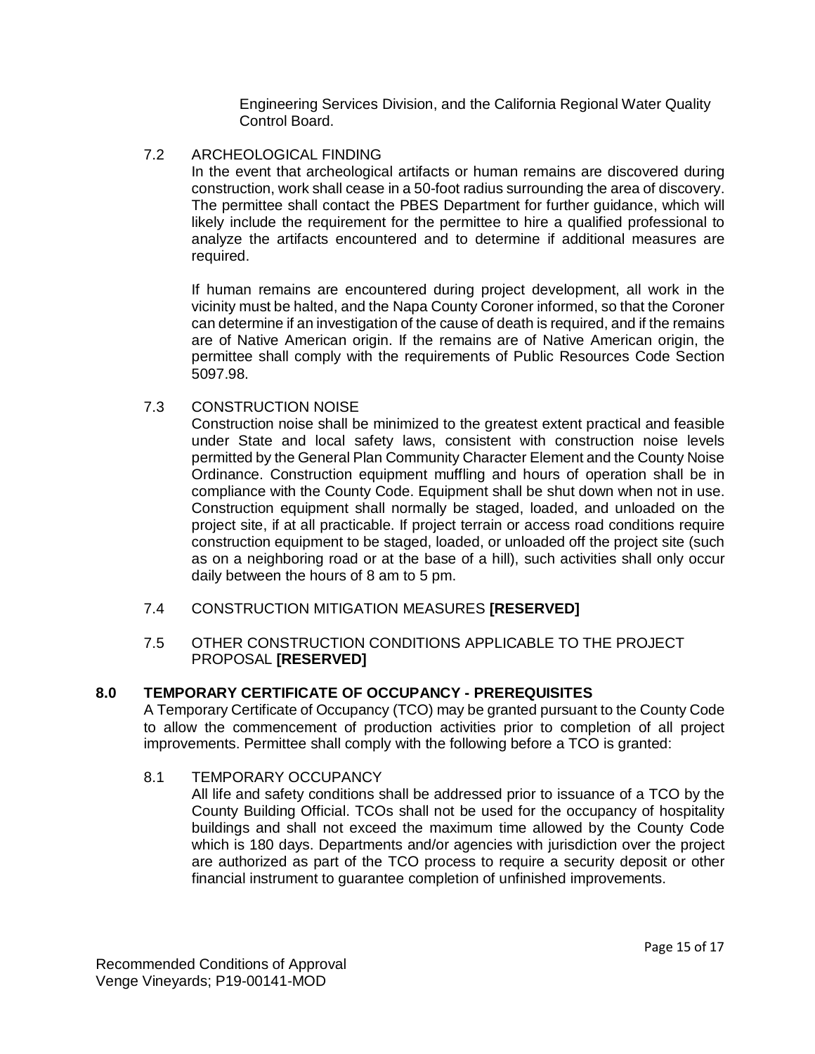Engineering Services Division, and the California Regional Water Quality Control Board.

### 7.2 ARCHEOLOGICAL FINDING

In the event that archeological artifacts or human remains are discovered during construction, work shall cease in a 50-foot radius surrounding the area of discovery. The permittee shall contact the PBES Department for further guidance, which will likely include the requirement for the permittee to hire a qualified professional to analyze the artifacts encountered and to determine if additional measures are required.

If human remains are encountered during project development, all work in the vicinity must be halted, and the Napa County Coroner informed, so that the Coroner can determine if an investigation of the cause of death is required, and if the remains are of Native American origin. If the remains are of Native American origin, the permittee shall comply with the requirements of Public Resources Code Section 5097.98.

### 7.3 CONSTRUCTION NOISE

Construction noise shall be minimized to the greatest extent practical and feasible under State and local safety laws, consistent with construction noise levels permitted by the General Plan Community Character Element and the County Noise Ordinance. Construction equipment muffling and hours of operation shall be in compliance with the County Code. Equipment shall be shut down when not in use. Construction equipment shall normally be staged, loaded, and unloaded on the project site, if at all practicable. If project terrain or access road conditions require construction equipment to be staged, loaded, or unloaded off the project site (such as on a neighboring road or at the base of a hill), such activities shall only occur daily between the hours of 8 am to 5 pm.

### 7.4 CONSTRUCTION MITIGATION MEASURES **[RESERVED]**

### 7.5 OTHER CONSTRUCTION CONDITIONS APPLICABLE TO THE PROJECT PROPOSAL **[RESERVED]**

## 8.0 TEMPORARY CERTIFICATE OF OCCUPANCY - PREREQUISITES

A Temporary Certificate of Occupancy (TCO) may be granted pursuant to the County Code to allow the commencement of production activities prior to completion of all project improvements. Permittee shall comply with the following before a TCO is granted:

### 8.1 TEMPORARY OCCUPANCY

All life and safety conditions shall be addressed prior to issuance of a TCO by the County Building Official. TCOs shall not be used for the occupancy of hospitality buildings and shall not exceed the maximum time allowed by the County Code which is 180 days. Departments and/or agencies with jurisdiction over the project are authorized as part of the TCO process to require a security deposit or other financial instrument to guarantee completion of unfinished improvements.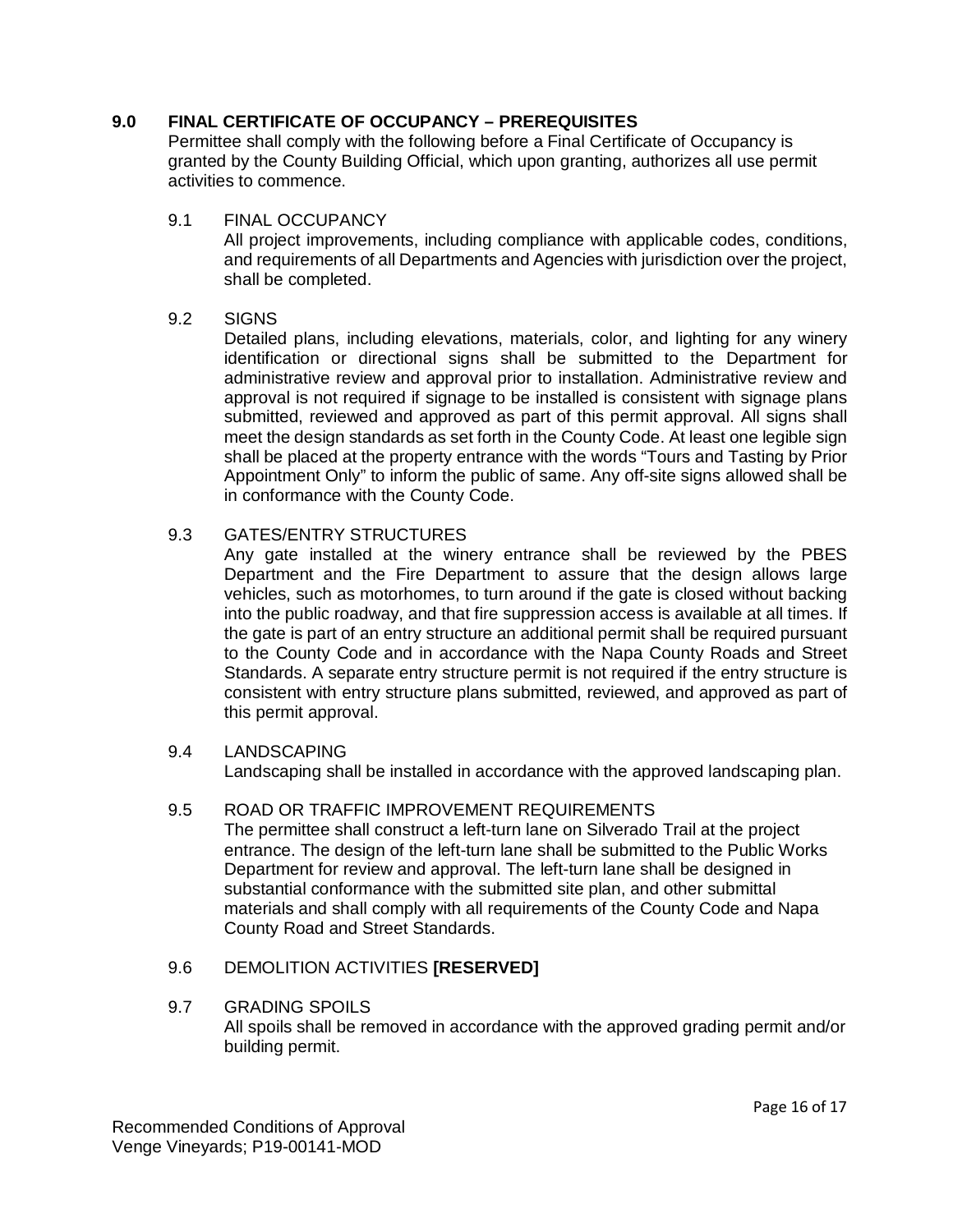## 9.0 FINAL CERTIFICATE OF OCCUPANCY – PREREQUISITES

Permittee shall comply with the following before a Final Certificate of Occupancy is granted by the County Building Official, which upon granting, authorizes all use permit activities to commence.

### 9.1 FINAL OCCUPANCY

All project improvements, including compliance with applicable codes, conditions, and requirements of all Departments and Agencies with jurisdiction over the project, shall be completed.

### 9.2 SIGNS

Detailed plans, including elevations, materials, color, and lighting for any winery identification or directional signs shall be submitted to the Department for administrative review and approval prior to installation. Administrative review and approval is not required if signage to be installed is consistent with signage plans submitted, reviewed and approved as part of this permit approval. All signs shall meet the design standards as set forth in the County Code. At least one legible sign shall be placed at the property entrance with the words "Tours and Tasting by Prior Appointment Only" to inform the public of same. Any off-site signs allowed shall be in conformance with the County Code.

### 9.3 GATES/ENTRY STRUCTURES

Any gate installed at the winery entrance shall be reviewed by the PBES Department and the Fire Department to assure that the design allows large vehicles, such as motorhomes, to turn around if the gate is closed without backing into the public roadway, and that fire suppression access is available at all times. If the gate is part of an entry structure an additional permit shall be required pursuant to the County Code and in accordance with the Napa County Roads and Street Standards. A separate entry structure permit is not required if the entry structure is consistent with entry structure plans submitted, reviewed, and approved as part of this permit approval.

### 9.4 LANDSCAPING

Landscaping shall be installed in accordance with the approved landscaping plan.

### 9.5 ROAD OR TRAFFIC IMPROVEMENT REQUIREMENTS

The permittee shall construct a left-turn lane on Silverado Trail at the project entrance. The design of the left-turn lane shall be submitted to the Public Works Department for review and approval. The left-turn lane shall be designed in substantial conformance with the submitted site plan, and other submittal materials and shall comply with all requirements of the County Code and Napa County Road and Street Standards.

### 9.6 DEMOLITION ACTIVITIES **[RESERVED]**

### 9.7 GRADING SPOILS

All spoils shall be removed in accordance with the approved grading permit and/or building permit.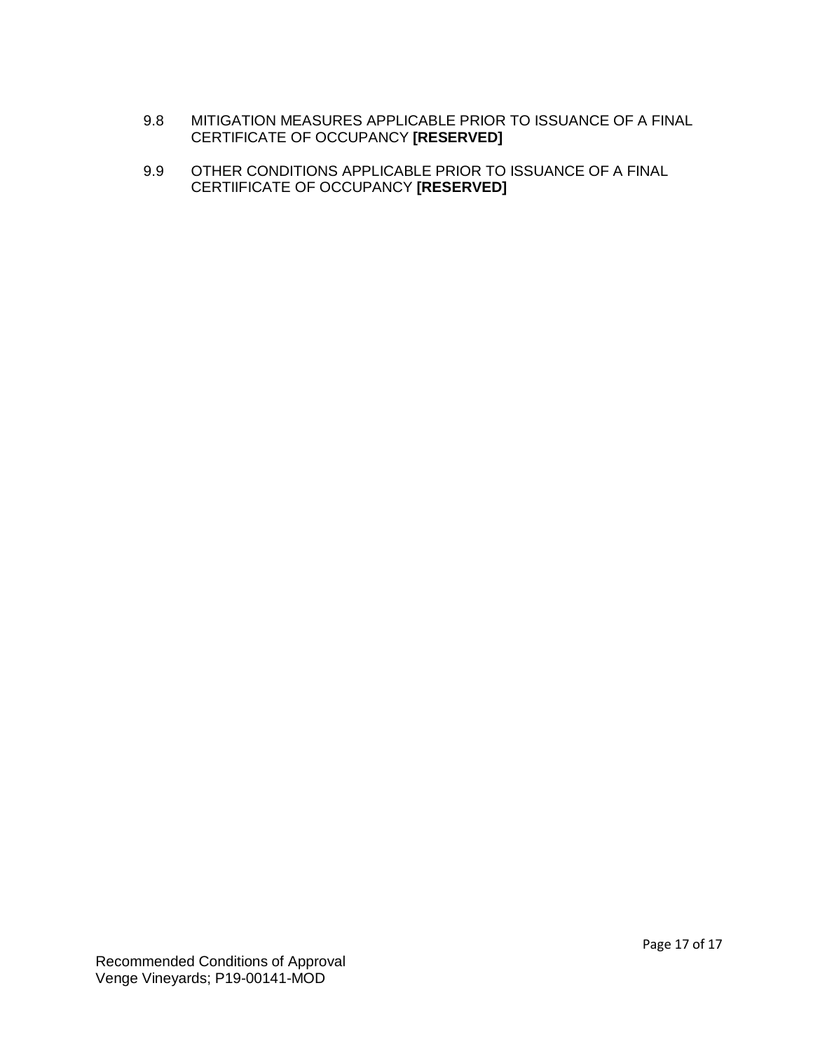9.8 MITIGATION MEASURES APPLICABLE PRIOR TO ISSUANCE OF A FINAL CERTIFICATE OF OCCUPANCY **[RESERVED]**

9.9 OTHER CONDITIONS APPLICABLE PRIOR TO ISSUANCE OF A FINAL CERTIIFICATE OF OCCUPANCY **[RESERVED]**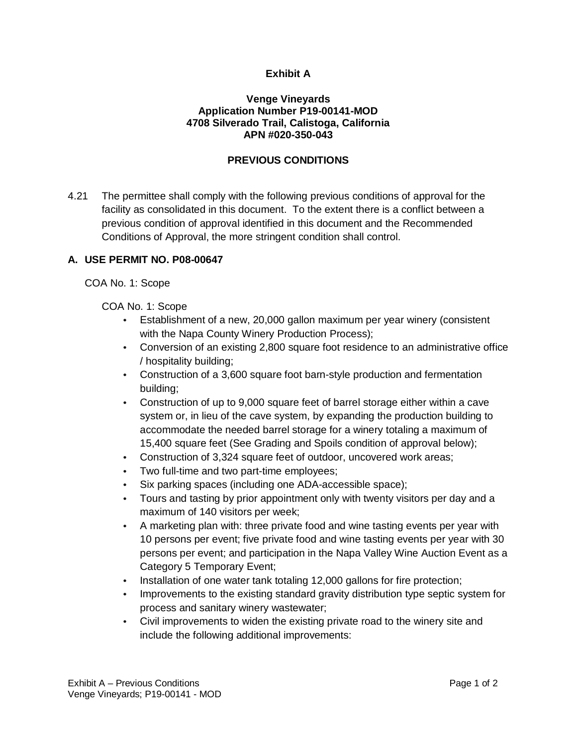**Exhibit A**

**Venge Vineyards**
**Application Number P19-00141-MOD**
**4708 Silverado Trail, Calistoga, California**
**APN #020-350-043**

**PREVIOUS CONDITIONS**

4.21 The permittee shall comply with the following previous conditions of approval for the facility as consolidated in this document. To the extent there is a conflict between a previous condition of approval identified in this document and the Recommended Conditions of Approval, the more stringent condition shall control.

**A. USE PERMIT NO. P08-00647**

COA No. 1: Scope

COA No. 1: Scope

- Establishment of a new, 20,000 gallon maximum per year winery (consistent with the Napa County Winery Production Process);
- Conversion of an existing 2,800 square foot residence to an administrative office / hospitality building;
- Construction of a 3,600 square foot barn-style production and fermentation building;
- Construction of up to 9,000 square feet of barrel storage either within a cave system or, in lieu of the cave system, by expanding the production building to accommodate the needed barrel storage for a winery totaling a maximum of 15,400 square feet (See Grading and Spoils condition of approval below);
- Construction of 3,324 square feet of outdoor, uncovered work areas;
- Two full-time and two part-time employees;
- Six parking spaces (including one ADA-accessible space);
- Tours and tasting by prior appointment only with twenty visitors per day and a maximum of 140 visitors per week;
- A marketing plan with: three private food and wine tasting events per year with 10 persons per event; five private food and wine tasting events per year with 30 persons per event; and participation in the Napa Valley Wine Auction Event as a Category 5 Temporary Event;
- Installation of one water tank totaling 12,000 gallons for fire protection;
- Improvements to the existing standard gravity distribution type septic system for process and sanitary winery wastewater;
- Civil improvements to widen the existing private road to the winery site and include the following additional improvements: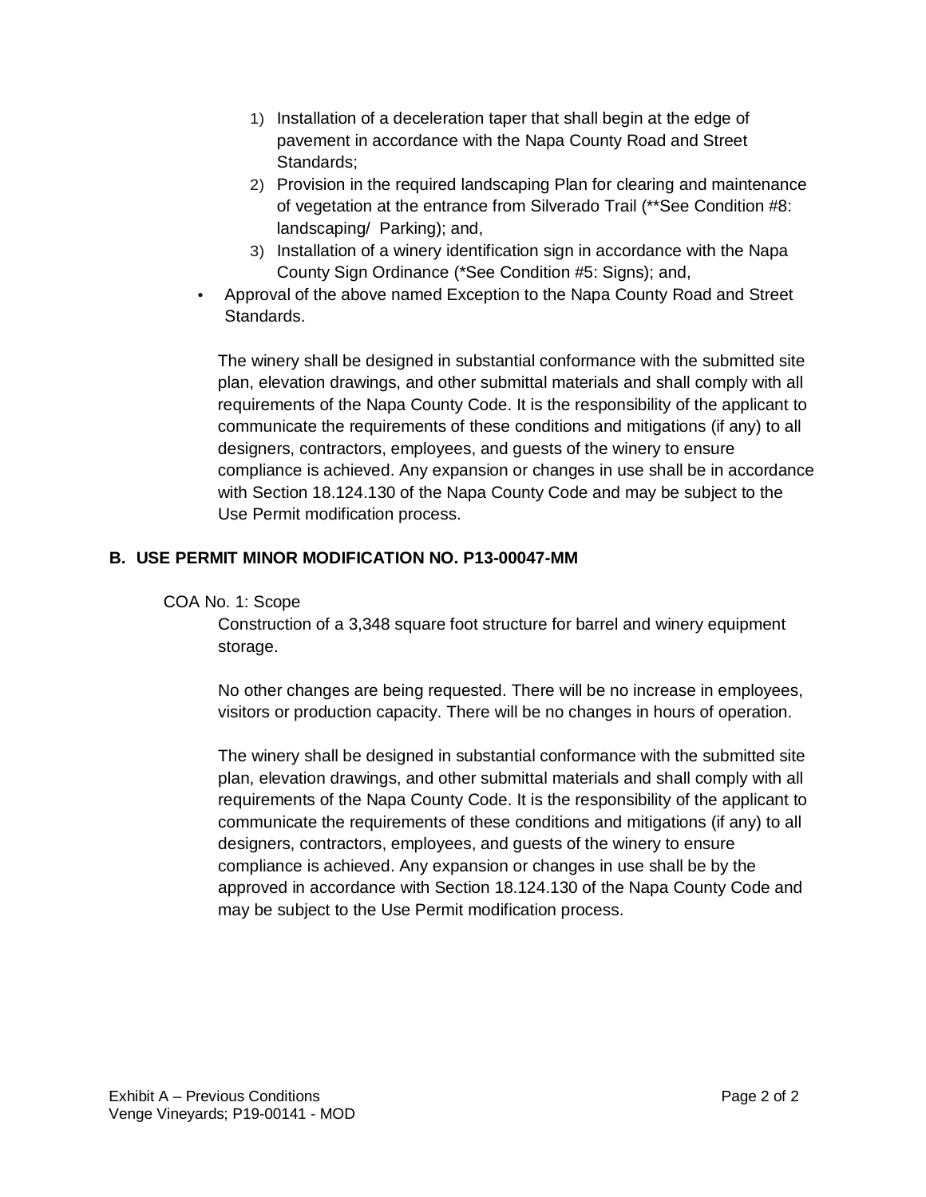1) Installation of a deceleration taper that shall begin at the edge of pavement in accordance with the Napa County Road and Street Standards;
2) Provision in the required landscaping Plan for clearing and maintenance of vegetation at the entrance from Silverado Trail (**See Condition #8: landscaping/ Parking); and,
3) Installation of a winery identification sign in accordance with the Napa County Sign Ordinance (*See Condition #5: Signs); and,

- Approval of the above named Exception to the Napa County Road and Street Standards.

The winery shall be designed in substantial conformance with the submitted site plan, elevation drawings, and other submittal materials and shall comply with all requirements of the Napa County Code. It is the responsibility of the applicant to communicate the requirements of these conditions and mitigations (if any) to all designers, contractors, employees, and guests of the winery to ensure compliance is achieved. Any expansion or changes in use shall be in accordance with Section 18.124.130 of the Napa County Code and may be subject to the Use Permit modification process.

## B. USE PERMIT MINOR MODIFICATION NO. P13-00047-MM

COA No. 1: Scope

Construction of a 3,348 square foot structure for barrel and winery equipment storage.

No other changes are being requested. There will be no increase in employees, visitors or production capacity. There will be no changes in hours of operation.

The winery shall be designed in substantial conformance with the submitted site plan, elevation drawings, and other submittal materials and shall comply with all requirements of the Napa County Code. It is the responsibility of the applicant to communicate the requirements of these conditions and mitigations (if any) to all designers, contractors, employees, and guests of the winery to ensure compliance is achieved. Any expansion or changes in use shall be by the approved in accordance with Section 18.124.130 of the Napa County Code and may be subject to the Use Permit modification process.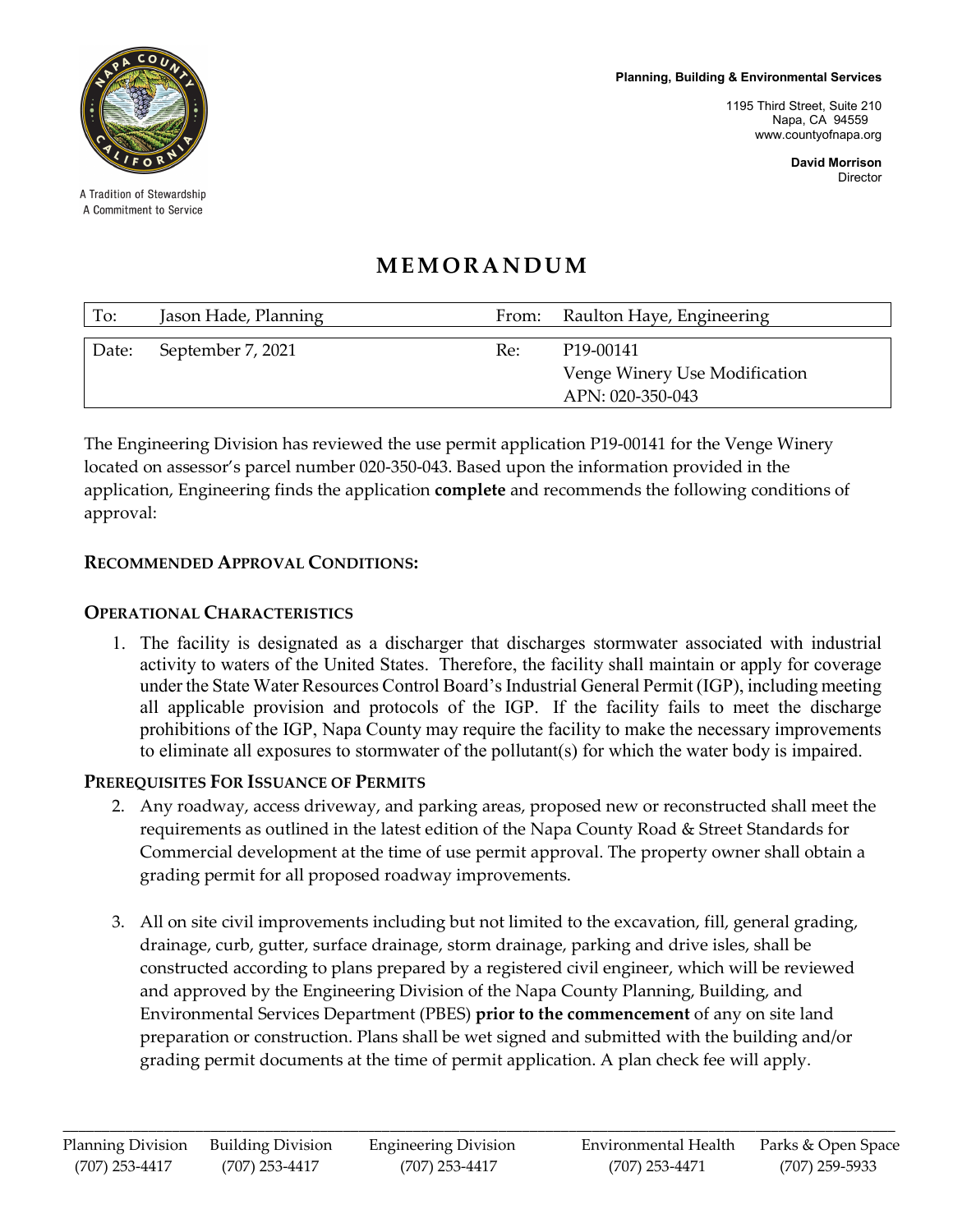Planning, Building & Environmental Services

1195 Third Street, Suite 210
Napa, CA 94559
www.countyofnapa.org

**David Morrison**
Director

A Tradition of Stewardship
A Commitment to Service

# MEMORANDUM

| To: | Jason Hade, Planning | From: | Raulton Haye, Engineering |
|---|---|---|---|
| Date: | September 7, 2021 | Re: | P19-00141<br>Venge Winery Use Modification<br>APN: 020-350-043 |

The Engineering Division has reviewed the use permit application P19-00141 for the Venge Winery located on assessor's parcel number 020-350-043. Based upon the information provided in the application, Engineering finds the application **complete** and recommends the following conditions of approval:

## RECOMMENDED APPROVAL CONDITIONS:

### OPERATIONAL CHARACTERISTICS

1. The facility is designated as a discharger that discharges stormwater associated with industrial activity to waters of the United States. Therefore, the facility shall maintain or apply for coverage under the State Water Resources Control Board's Industrial General Permit (IGP), including meeting all applicable provision and protocols of the IGP. If the facility fails to meet the discharge prohibitions of the IGP, Napa County may require the facility to make the necessary improvements to eliminate all exposures to stormwater of the pollutant(s) for which the water body is impaired.

### PREREQUISITES FOR ISSUANCE OF PERMITS

2. Any roadway, access driveway, and parking areas, proposed new or reconstructed shall meet the requirements as outlined in the latest edition of the Napa County Road & Street Standards for Commercial development at the time of use permit approval. The property owner shall obtain a grading permit for all proposed roadway improvements.

3. All on site civil improvements including but not limited to the excavation, fill, general grading, drainage, curb, gutter, surface drainage, storm drainage, parking and drive isles, shall be constructed according to plans prepared by a registered civil engineer, which will be reviewed and approved by the Engineering Division of the Napa County Planning, Building, and Environmental Services Department (PBES) **prior to the commencement** of any on site land preparation or construction. Plans shall be wet signed and submitted with the building and/or grading permit documents at the time of permit application. A plan check fee will apply.

| Planning Division | Building Division | Engineering Division | Environmental Health | Parks & Open Space |
|---|---|---|---|---|
| (707) 253-4417 | (707) 253-4417 | (707) 253-4417 | (707) 253-4471 | (707) 259-5933 |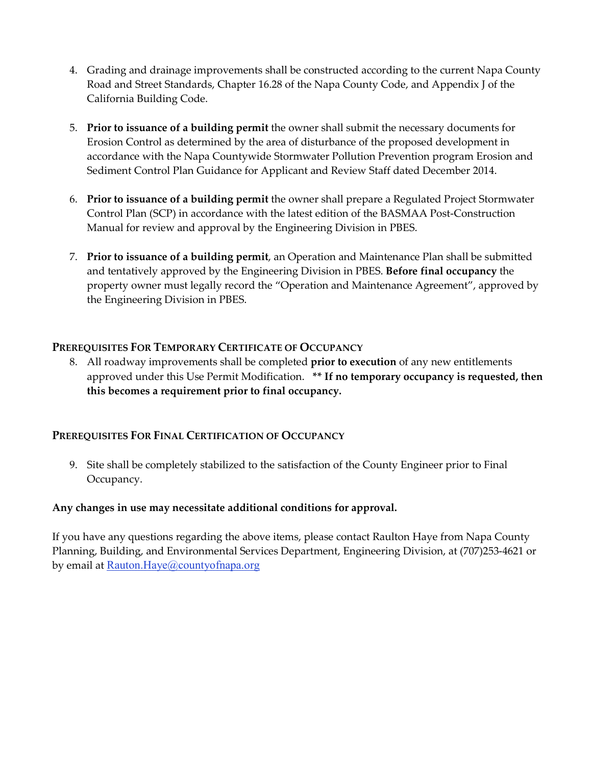4. Grading and drainage improvements shall be constructed according to the current Napa County Road and Street Standards, Chapter 16.28 of the Napa County Code, and Appendix J of the California Building Code.

5. **Prior to issuance of a building permit** the owner shall submit the necessary documents for Erosion Control as determined by the area of disturbance of the proposed development in accordance with the Napa Countywide Stormwater Pollution Prevention program Erosion and Sediment Control Plan Guidance for Applicant and Review Staff dated December 2014.

6. **Prior to issuance of a building permit** the owner shall prepare a Regulated Project Stormwater Control Plan (SCP) in accordance with the latest edition of the BASMAA Post-Construction Manual for review and approval by the Engineering Division in PBES.

7. **Prior to issuance of a building permit**, an Operation and Maintenance Plan shall be submitted and tentatively approved by the Engineering Division in PBES. **Before final occupancy** the property owner must legally record the "Operation and Maintenance Agreement", approved by the Engineering Division in PBES.

### PREREQUISITES FOR TEMPORARY CERTIFICATE OF OCCUPANCY

8. All roadway improvements shall be completed **prior to execution** of any new entitlements approved under this Use Permit Modification. **** If no temporary occupancy is requested, then this becomes a requirement prior to final occupancy.**

### PREREQUISITES FOR FINAL CERTIFICATION OF OCCUPANCY

9. Site shall be completely stabilized to the satisfaction of the County Engineer prior to Final Occupancy.

**Any changes in use may necessitate additional conditions for approval.**

If you have any questions regarding the above items, please contact Raulton Haye from Napa County Planning, Building, and Environmental Services Department, Engineering Division, at (707)253-4621 or by email at [Rauton.Haye@countyofnapa.org](mailto:Rauton.Haye@countyofnapa.org)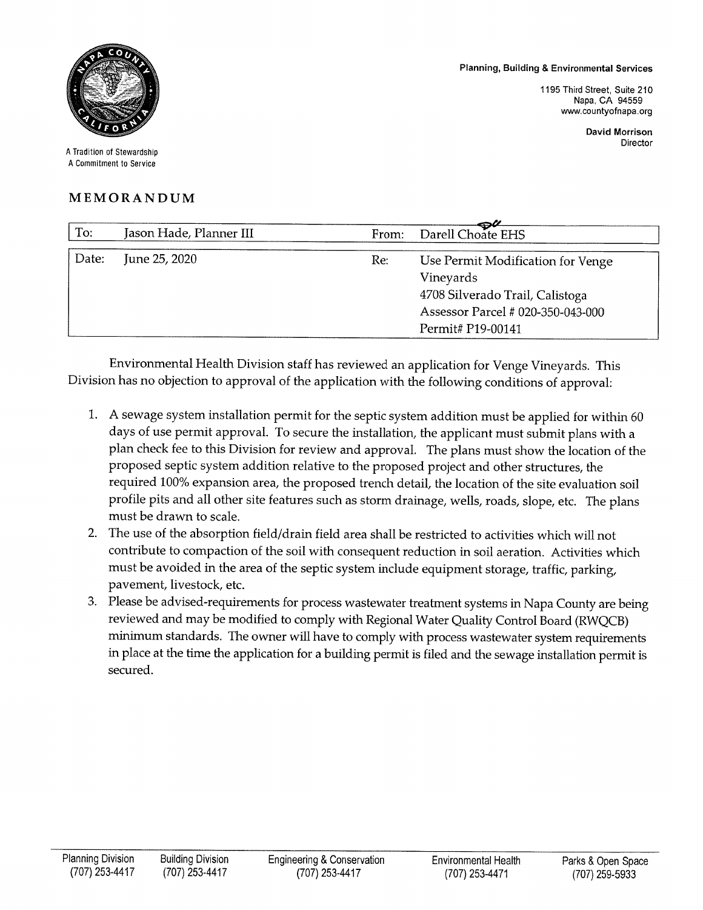A Tradition of Stewardship
A Commitment to Service

**Planning, Building & Environmental Services**

1195 Third Street, Suite 210
Napa, CA 94559
www.countyofnapa.org

**David Morrison**
Director

# MEMORANDUM

| To: | Jason Hade, Planner III | From: | Darell Choate EHS |
|---|---|---|---|
| Date: | June 25, 2020 | Re: | Use Permit Modification for Venge Vineyards<br>4708 Silverado Trail, Calistoga<br>Assessor Parcel # 020-350-043-000<br>Permit# P19-00141 |

Environmental Health Division staff has reviewed an application for Venge Vineyards. This Division has no objection to approval of the application with the following conditions of approval:

1. A sewage system installation permit for the septic system addition must be applied for within 60 days of use permit approval. To secure the installation, the applicant must submit plans with a plan check fee to this Division for review and approval. The plans must show the location of the proposed septic system addition relative to the proposed project and other structures, the required 100% expansion area, the proposed trench detail, the location of the site evaluation soil profile pits and all other site features such as storm drainage, wells, roads, slope, etc. The plans must be drawn to scale.
2. The use of the absorption field/drain field area shall be restricted to activities which will not contribute to compaction of the soil with consequent reduction in soil aeration. Activities which must be avoided in the area of the septic system include equipment storage, traffic, parking, pavement, livestock, etc.
3. Please be advised-requirements for process wastewater treatment systems in Napa County are being reviewed and may be modified to comply with Regional Water Quality Control Board (RWQCB) minimum standards. The owner will have to comply with process wastewater system requirements in place at the time the application for a building permit is filed and the sewage installation permit is secured.

| Planning Division | Building Division | Engineering & Conservation | Environmental Health | Parks & Open Space |
|---|---|---|---|---|
| (707) 253-4417 | (707) 253-4417 | (707) 253-4417 | (707) 253-4471 | (707) 259-5933 |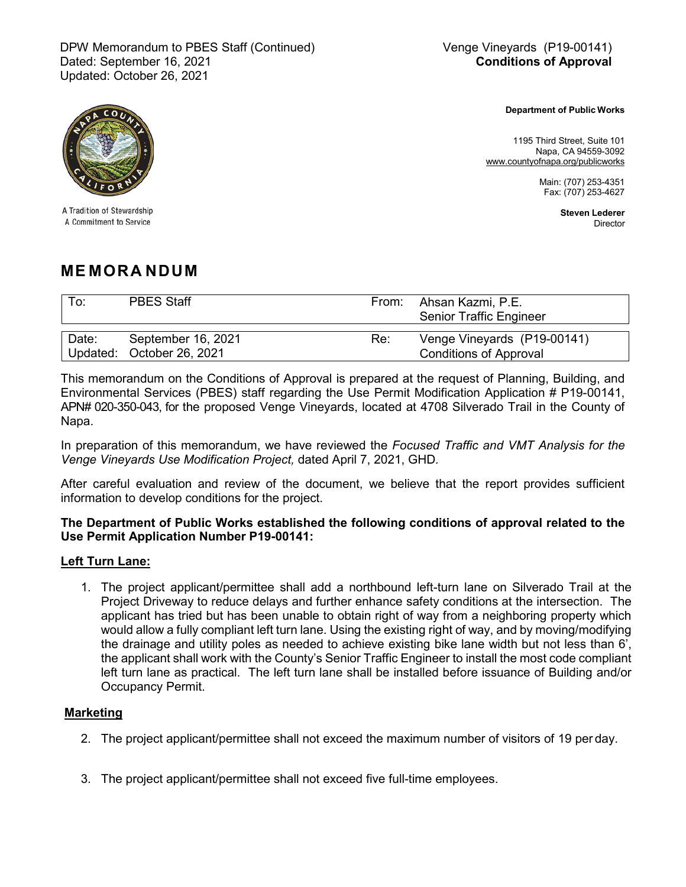DPW Memorandum to PBES Staff (Continued)
Dated: September 16, 2021
Updated: October 26, 2021

Venge Vineyards (P19-00141)
**Conditions of Approval**

A Tradition of Stewardship
A Commitment to Service

**Department of Public Works**

1195 Third Street, Suite 101
Napa, CA 94559-3092
www.countyofnapa.org/publicworks

Main: (707) 253-4351
Fax: (707) 253-4627

**Steven Lederer**
Director

# MEMORANDUM

| To: | PBES Staff | From: | Ahsan Kazmi, P.E. Senior Traffic Engineer |
|---|---|---|---|
| Date: Updated: | September 16, 2021 October 26, 2021 | Re: | Venge Vineyards (P19-00141) Conditions of Approval |

This memorandum on the Conditions of Approval is prepared at the request of Planning, Building, and Environmental Services (PBES) staff regarding the Use Permit Modification Application # P19-00141, APN# 020-350-043, for the proposed Venge Vineyards, located at 4708 Silverado Trail in the County of Napa.

In preparation of this memorandum, we have reviewed the *Focused Traffic and VMT Analysis for the Venge Vineyards Use Modification Project,* dated April 7, 2021, GHD.

After careful evaluation and review of the document, we believe that the report provides sufficient information to develop conditions for the project.

**The Department of Public Works established the following conditions of approval related to the Use Permit Application Number P19-00141:**

**Left Turn Lane:**

1. The project applicant/permittee shall add a northbound left-turn lane on Silverado Trail at the Project Driveway to reduce delays and further enhance safety conditions at the intersection. The applicant has tried but has been unable to obtain right of way from a neighboring property which would allow a fully compliant left turn lane. Using the existing right of way, and by moving/modifying the drainage and utility poles as needed to achieve existing bike lane width but not less than 6', the applicant shall work with the County's Senior Traffic Engineer to install the most code compliant left turn lane as practical. The left turn lane shall be installed before issuance of Building and/or Occupancy Permit.

**Marketing**

2. The project applicant/permittee shall not exceed the maximum number of visitors of 19 per day.

3. The project applicant/permittee shall not exceed five full-time employees.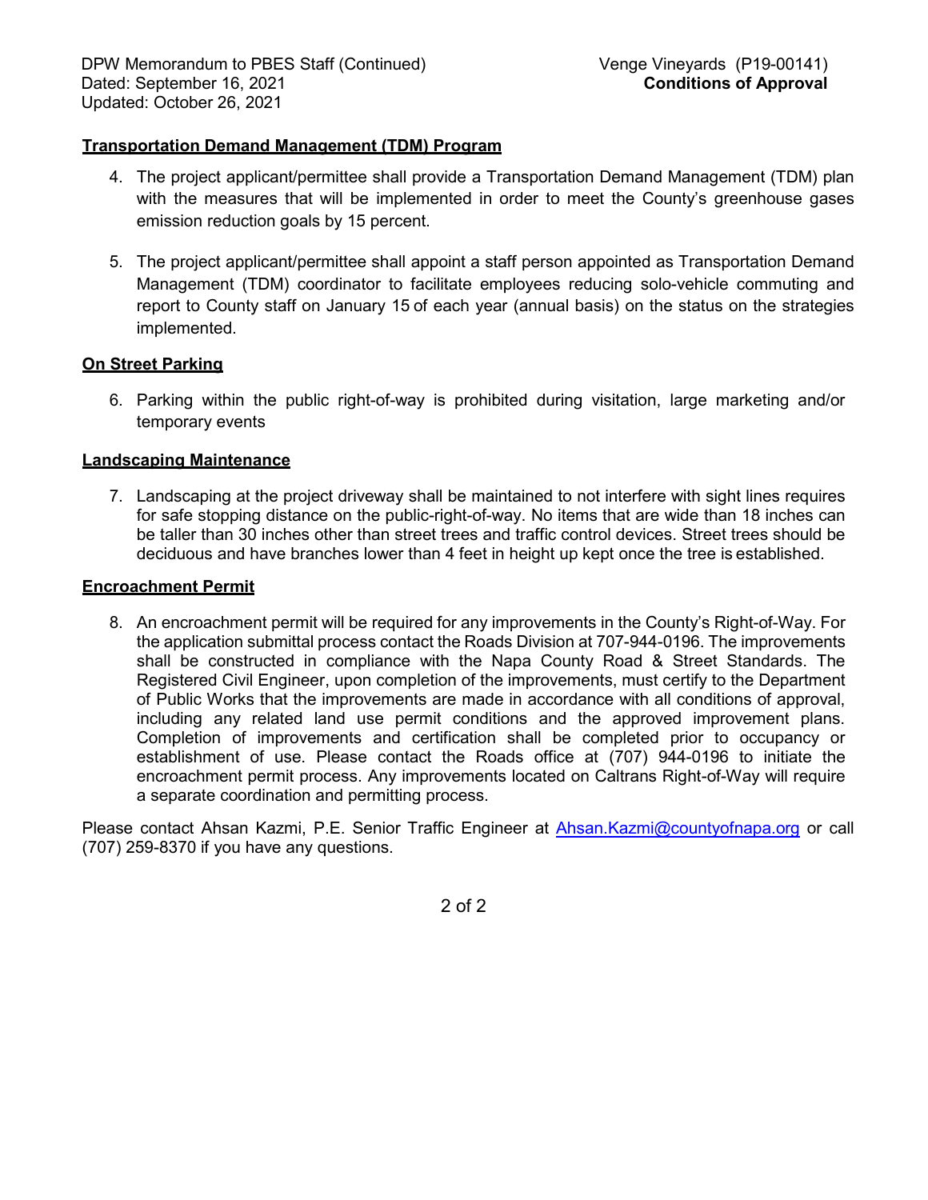DPW Memorandum to PBES Staff (Continued)
Dated: September 16, 2021
Updated: October 26, 2021

Venge Vineyards (P19-00141)
**Conditions of Approval**

**Transportation Demand Management (TDM) Program**

4. The project applicant/permittee shall provide a Transportation Demand Management (TDM) plan with the measures that will be implemented in order to meet the County's greenhouse gases emission reduction goals by 15 percent.

5. The project applicant/permittee shall appoint a staff person appointed as Transportation Demand Management (TDM) coordinator to facilitate employees reducing solo-vehicle commuting and report to County staff on January 15 of each year (annual basis) on the status on the strategies implemented.

**On Street Parking**

6. Parking within the public right-of-way is prohibited during visitation, large marketing and/or temporary events

**Landscaping Maintenance**

7. Landscaping at the project driveway shall be maintained to not interfere with sight lines requires for safe stopping distance on the public-right-of-way. No items that are wide than 18 inches can be taller than 30 inches other than street trees and traffic control devices. Street trees should be deciduous and have branches lower than 4 feet in height up kept once the tree is established.

**Encroachment Permit**

8. An encroachment permit will be required for any improvements in the County's Right-of-Way. For the application submittal process contact the Roads Division at 707-944-0196. The improvements shall be constructed in compliance with the Napa County Road & Street Standards. The Registered Civil Engineer, upon completion of the improvements, must certify to the Department of Public Works that the improvements are made in accordance with all conditions of approval, including any related land use permit conditions and the approved improvement plans. Completion of improvements and certification shall be completed prior to occupancy or establishment of use. Please contact the Roads office at (707) 944-0196 to initiate the encroachment permit process. Any improvements located on Caltrans Right-of-Way will require a separate coordination and permitting process.

Please contact Ahsan Kazmi, P.E. Senior Traffic Engineer at Ahsan.Kazmi@countyofnapa.org or call (707) 259-8370 if you have any questions.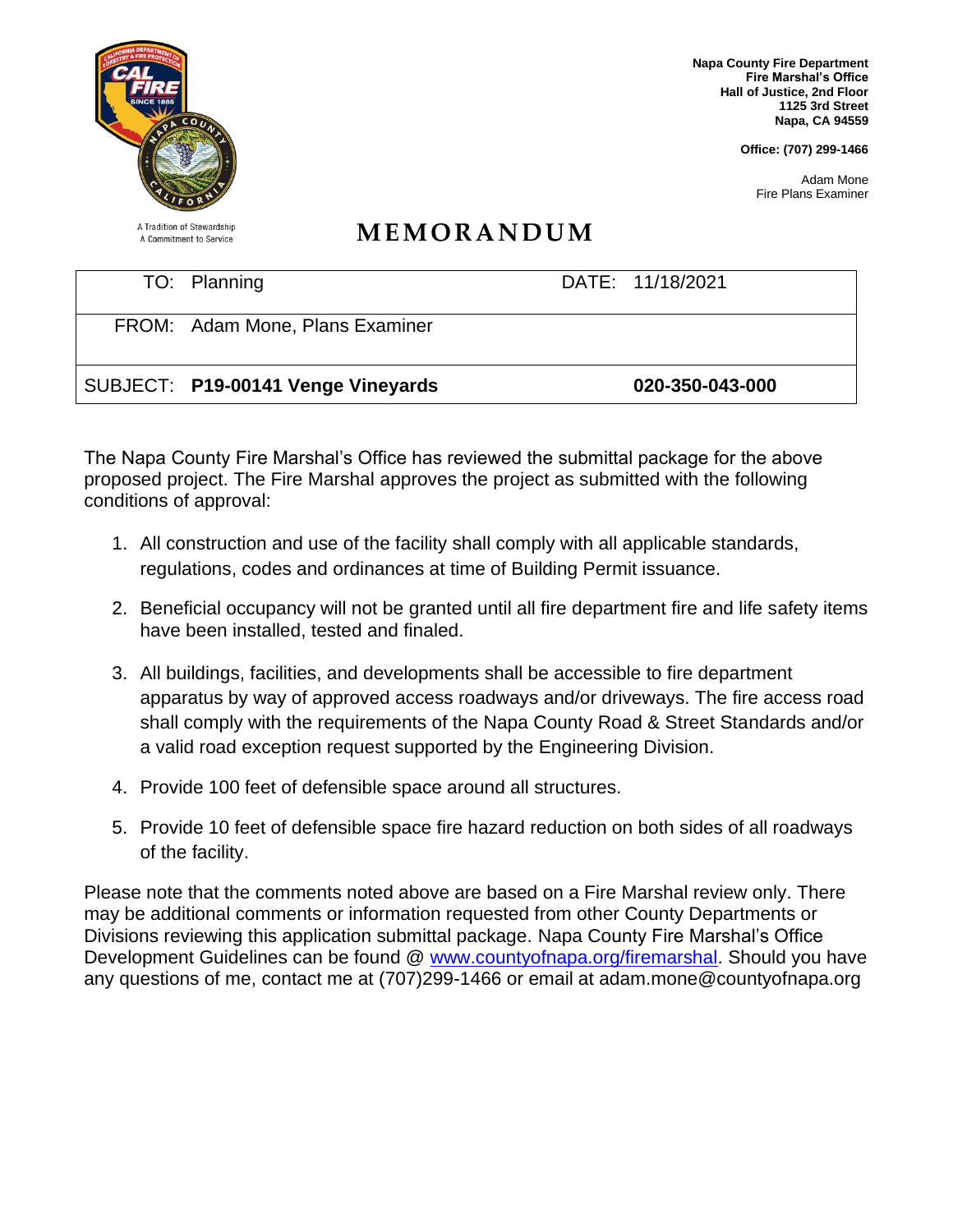Napa County Fire Department
Fire Marshal's Office
Hall of Justice, 2nd Floor
1125 3rd Street
Napa, CA 94559

Office: (707) 299-1466

Adam Mone
Fire Plans Examiner

A Tradition of Stewardship
A Commitment to Service

# MEMORANDUM

| | | | |
|---|---|---|---|
| TO: | Planning | DATE: | 11/18/2021 |
| FROM: | Adam Mone, Plans Examiner | | |
| SUBJECT: | **P19-00141 Venge Vineyards** | | **020-350-043-000** |

The Napa County Fire Marshal's Office has reviewed the submittal package for the above proposed project. The Fire Marshal approves the project as submitted with the following conditions of approval:

1. All construction and use of the facility shall comply with all applicable standards, regulations, codes and ordinances at time of Building Permit issuance.
2. Beneficial occupancy will not be granted until all fire department fire and life safety items have been installed, tested and finaled.
3. All buildings, facilities, and developments shall be accessible to fire department apparatus by way of approved access roadways and/or driveways. The fire access road shall comply with the requirements of the Napa County Road & Street Standards and/or a valid road exception request supported by the Engineering Division.
4. Provide 100 feet of defensible space around all structures.
5. Provide 10 feet of defensible space fire hazard reduction on both sides of all roadways of the facility.

Please note that the comments noted above are based on a Fire Marshal review only. There may be additional comments or information requested from other County Departments or Divisions reviewing this application submittal package. Napa County Fire Marshal's Office Development Guidelines can be found @ [www.countyofnapa.org/firemarshal](www.countyofnapa.org/firemarshal). Should you have any questions of me, contact me at (707)299-1466 or email at adam.mone@countyofnapa.org